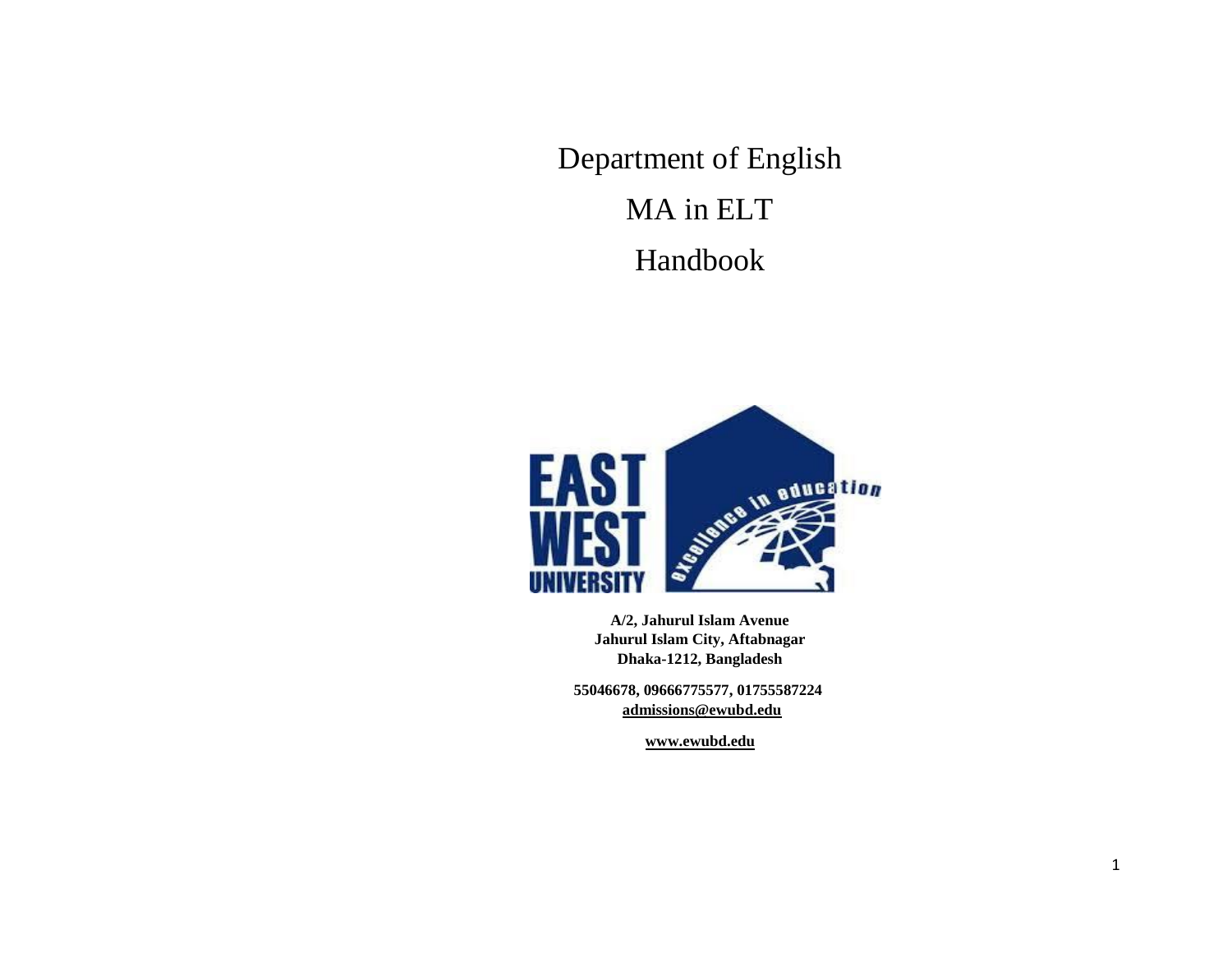# Department of English

# MA in ELT

# Handbook

**A/2, Jahurul Islam Avenue**
**Jahurul Islam City, Aftabnagar**
**Dhaka-1212, Bangladesh**

**55046678, 09666775577, 01755587224**
**admissions@ewubd.edu**

**www.ewubd.edu**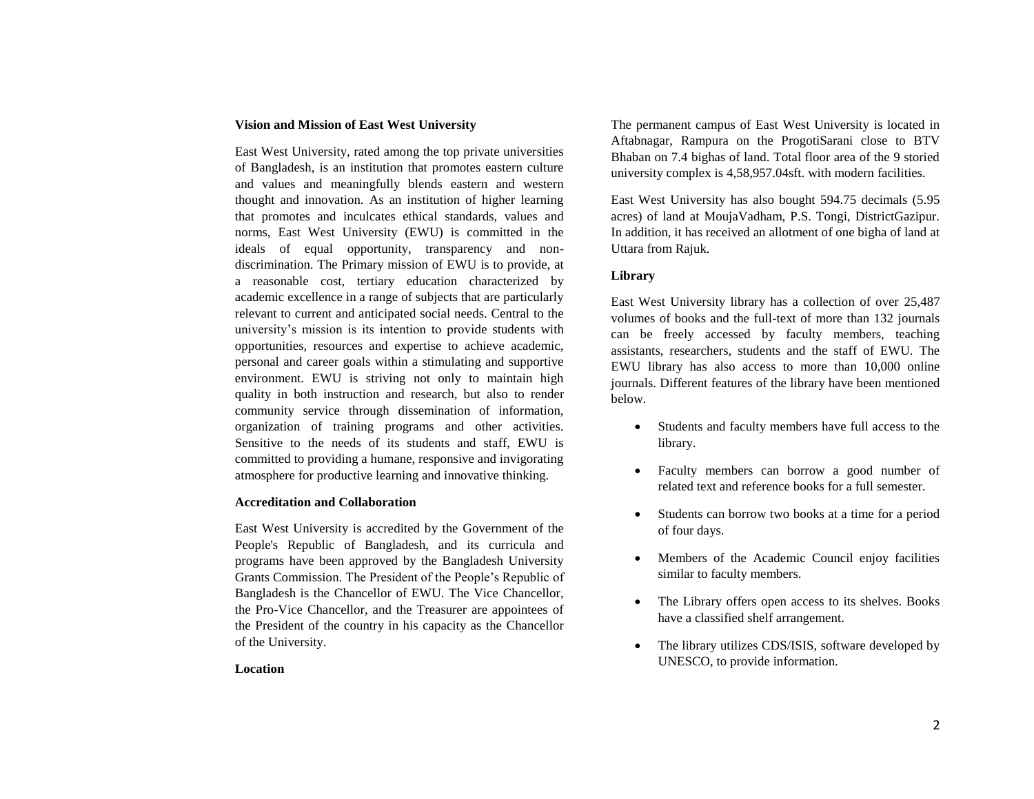**Vision and Mission of East West University**

East West University, rated among the top private universities of Bangladesh, is an institution that promotes eastern culture and values and meaningfully blends eastern and western thought and innovation. As an institution of higher learning that promotes and inculcates ethical standards, values and norms, East West University (EWU) is committed in the ideals of equal opportunity, transparency and non-discrimination. The Primary mission of EWU is to provide, at a reasonable cost, tertiary education characterized by academic excellence in a range of subjects that are particularly relevant to current and anticipated social needs. Central to the university's mission is its intention to provide students with opportunities, resources and expertise to achieve academic, personal and career goals within a stimulating and supportive environment. EWU is striving not only to maintain high quality in both instruction and research, but also to render community service through dissemination of information, organization of training programs and other activities. Sensitive to the needs of its students and staff, EWU is committed to providing a humane, responsive and invigorating atmosphere for productive learning and innovative thinking.

**Accreditation and Collaboration**

East West University is accredited by the Government of the People's Republic of Bangladesh, and its curricula and programs have been approved by the Bangladesh University Grants Commission. The President of the People's Republic of Bangladesh is the Chancellor of EWU. The Vice Chancellor, the Pro-Vice Chancellor, and the Treasurer are appointees of the President of the country in his capacity as the Chancellor of the University.

**Location**

The permanent campus of East West University is located in Aftabnagar, Rampura on the ProgotiSarani close to BTV Bhaban on 7.4 bighas of land. Total floor area of the 9 storied university complex is 4,58,957.04sft. with modern facilities.

East West University has also bought 594.75 decimals (5.95 acres) of land at MoujaVadham, P.S. Tongi, DistrictGazipur. In addition, it has received an allotment of one bigha of land at Uttara from Rajuk.

**Library**

East West University library has a collection of over 25,487 volumes of books and the full-text of more than 132 journals can be freely accessed by faculty members, teaching assistants, researchers, students and the staff of EWU. The EWU library has also access to more than 10,000 online journals. Different features of the library have been mentioned below.

- Students and faculty members have full access to the library.
- Faculty members can borrow a good number of related text and reference books for a full semester.
- Students can borrow two books at a time for a period of four days.
- Members of the Academic Council enjoy facilities similar to faculty members.
- The Library offers open access to its shelves. Books have a classified shelf arrangement.
- The library utilizes CDS/ISIS, software developed by UNESCO, to provide information.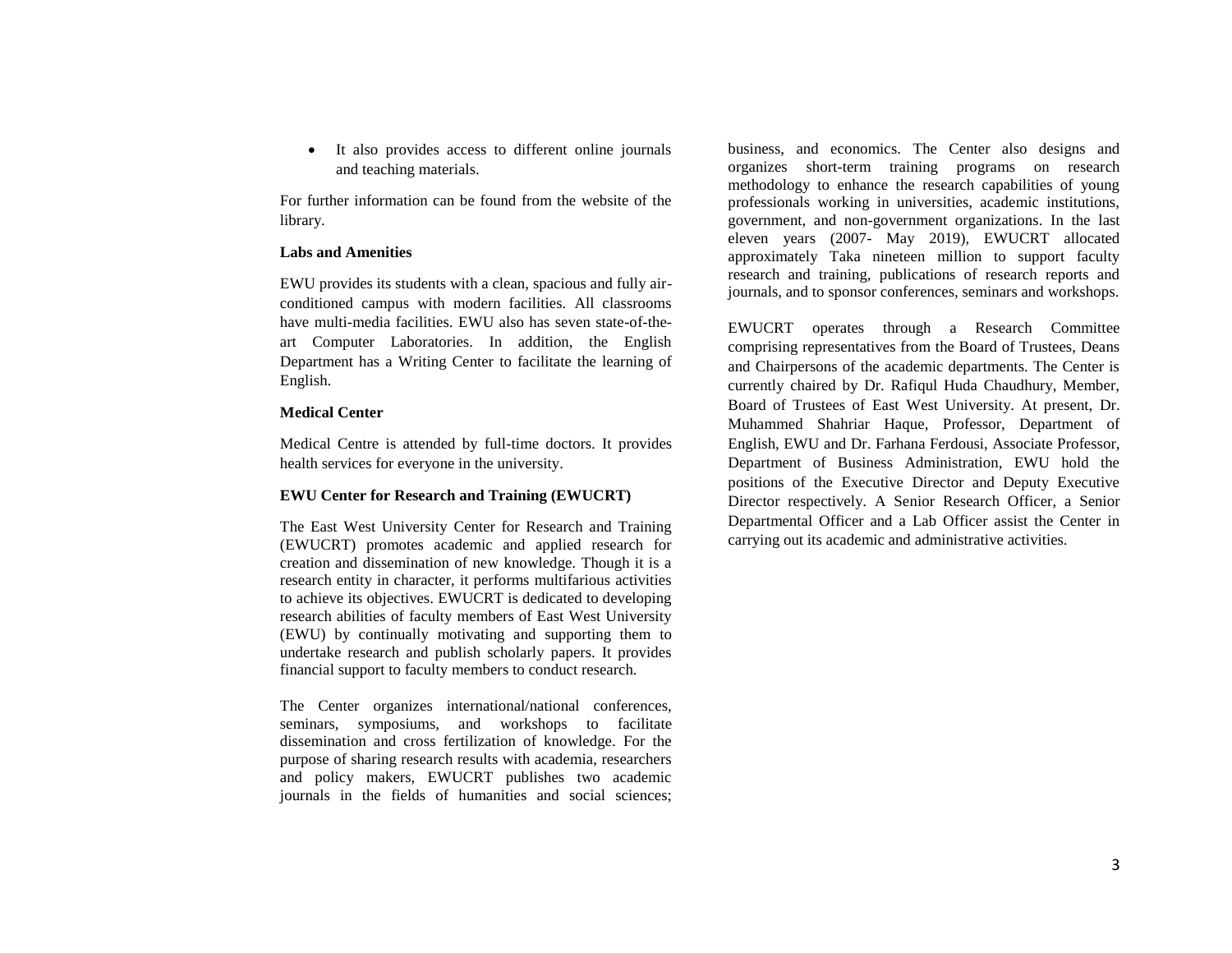- It also provides access to different online journals and teaching materials.

For further information can be found from the website of the library.

**Labs and Amenities**

EWU provides its students with a clean, spacious and fully air-conditioned campus with modern facilities. All classrooms have multi-media facilities. EWU also has seven state-of-the-art Computer Laboratories. In addition, the English Department has a Writing Center to facilitate the learning of English.

**Medical Center**

Medical Centre is attended by full-time doctors. It provides health services for everyone in the university.

**EWU Center for Research and Training (EWUCRT)**

The East West University Center for Research and Training (EWUCRT) promotes academic and applied research for creation and dissemination of new knowledge. Though it is a research entity in character, it performs multifarious activities to achieve its objectives. EWUCRT is dedicated to developing research abilities of faculty members of East West University (EWU) by continually motivating and supporting them to undertake research and publish scholarly papers. It provides financial support to faculty members to conduct research.

The Center organizes international/national conferences, seminars, symposiums, and workshops to facilitate dissemination and cross fertilization of knowledge. For the purpose of sharing research results with academia, researchers and policy makers, EWUCRT publishes two academic journals in the fields of humanities and social sciences; business, and economics. The Center also designs and organizes short-term training programs on research methodology to enhance the research capabilities of young professionals working in universities, academic institutions, government, and non-government organizations. In the last eleven years (2007- May 2019), EWUCRT allocated approximately Taka nineteen million to support faculty research and training, publications of research reports and journals, and to sponsor conferences, seminars and workshops.

EWUCRT operates through a Research Committee comprising representatives from the Board of Trustees, Deans and Chairpersons of the academic departments. The Center is currently chaired by Dr. Rafiqul Huda Chaudhury, Member, Board of Trustees of East West University. At present, Dr. Muhammed Shahriar Haque, Professor, Department of English, EWU and Dr. Farhana Ferdousi, Associate Professor, Department of Business Administration, EWU hold the positions of the Executive Director and Deputy Executive Director respectively. A Senior Research Officer, a Senior Departmental Officer and a Lab Officer assist the Center in carrying out its academic and administrative activities.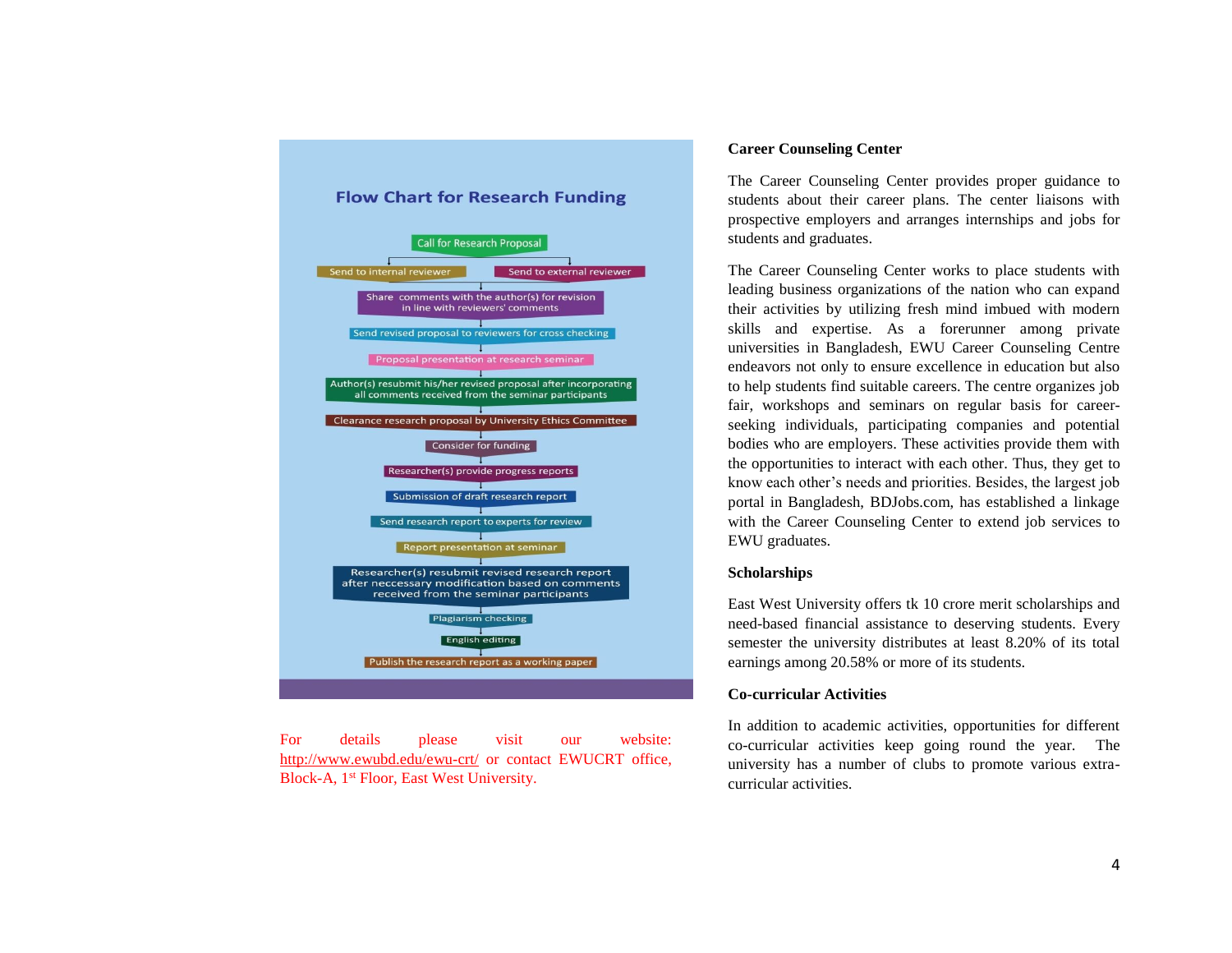## Flow Chart for Research Funding

- Call for Research Proposal
- Send to internal reviewer / Send to external reviewer
- Share comments with the author(s) for revision in line with reviewers' comments
- Send revised proposal to reviewers for cross checking
- Proposal presentation at research seminar
- Author(s) resubmit his/her revised proposal after incorporating all comments received from the seminar participants
- Clearance research proposal by University Ethics Committee
- Consider for funding
- Researcher(s) provide progress reports
- Submission of draft research report
- Send research report to experts for review
- Report presentation at seminar
- Researcher(s) resubmit revised research report after neccessary modification based on comments received from the seminar participants
- Plagiarism checking
- English editing
- Publish the research report as a working paper

For details please visit our website: http://www.ewubd.edu/ewu-crt/ or contact EWUCRT office, Block-A, 1st Floor, East West University.

### Career Counseling Center

The Career Counseling Center provides proper guidance to students about their career plans. The center liaisons with prospective employers and arranges internships and jobs for students and graduates.

The Career Counseling Center works to place students with leading business organizations of the nation who can expand their activities by utilizing fresh mind imbued with modern skills and expertise. As a forerunner among private universities in Bangladesh, EWU Career Counseling Centre endeavors not only to ensure excellence in education but also to help students find suitable careers. The centre organizes job fair, workshops and seminars on regular basis for career-seeking individuals, participating companies and potential bodies who are employers. These activities provide them with the opportunities to interact with each other. Thus, they get to know each other's needs and priorities. Besides, the largest job portal in Bangladesh, BDJobs.com, has established a linkage with the Career Counseling Center to extend job services to EWU graduates.

### Scholarships

East West University offers tk 10 crore merit scholarships and need-based financial assistance to deserving students. Every semester the university distributes at least 8.20% of its total earnings among 20.58% or more of its students.

### Co-curricular Activities

In addition to academic activities, opportunities for different co-curricular activities keep going round the year. The university has a number of clubs to promote various extra-curricular activities.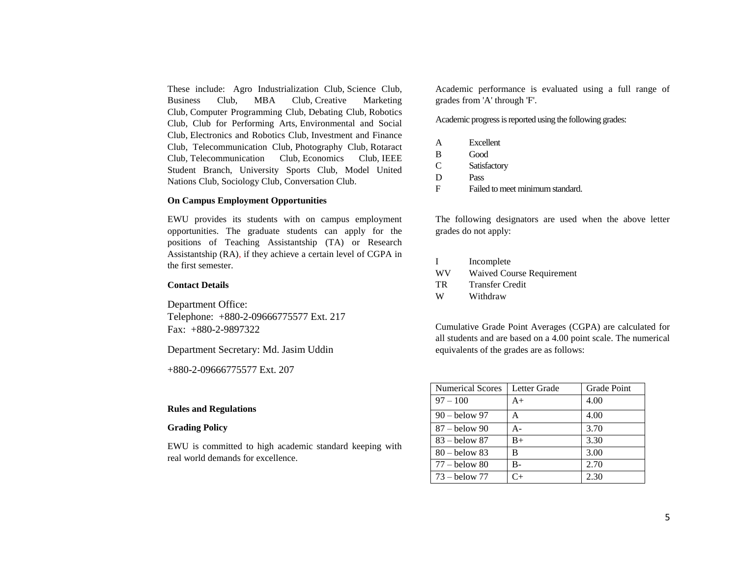These include: Agro Industrialization Club, Science Club, Business Club, MBA Club, Creative Marketing Club, Computer Programming Club, Debating Club, Robotics Club, Club for Performing Arts, Environmental and Social Club, Electronics and Robotics Club, Investment and Finance Club, Telecommunication Club, Photography Club, Rotaract Club, Telecommunication Club, Economics Club, IEEE Student Branch, University Sports Club, Model United Nations Club, Sociology Club, Conversation Club.

**On Campus Employment Opportunities**

EWU provides its students with on campus employment opportunities. The graduate students can apply for the positions of Teaching Assistantship (TA) or Research Assistantship (RA), if they achieve a certain level of CGPA in the first semester.

**Contact Details**

Department Office:
Telephone: +880-2-09666775577 Ext. 217
Fax: +880-2-9897322

Department Secretary: Md. Jasim Uddin

+880-2-09666775577 Ext. 207

**Rules and Regulations**

**Grading Policy**

EWU is committed to high academic standard keeping with real world demands for excellence.

Academic performance is evaluated using a full range of grades from 'A' through 'F'.

Academic progress is reported using the following grades:

- A Excellent
- B Good
- C Satisfactory
- D Pass
- F Failed to meet minimum standard.

The following designators are used when the above letter grades do not apply:

- I Incomplete
- WV Waived Course Requirement
- TR Transfer Credit
- W Withdraw

Cumulative Grade Point Averages (CGPA) are calculated for all students and are based on a 4.00 point scale. The numerical equivalents of the grades are as follows:

| Numerical Scores | Letter Grade | Grade Point |
|---|---|---|
| 97 – 100 | A+ | 4.00 |
| 90 – below 97 | A | 4.00 |
| 87 – below 90 | A- | 3.70 |
| 83 – below 87 | B+ | 3.30 |
| 80 – below 83 | B | 3.00 |
| 77 – below 80 | B- | 2.70 |
| 73 – below 77 | C+ | 2.30 |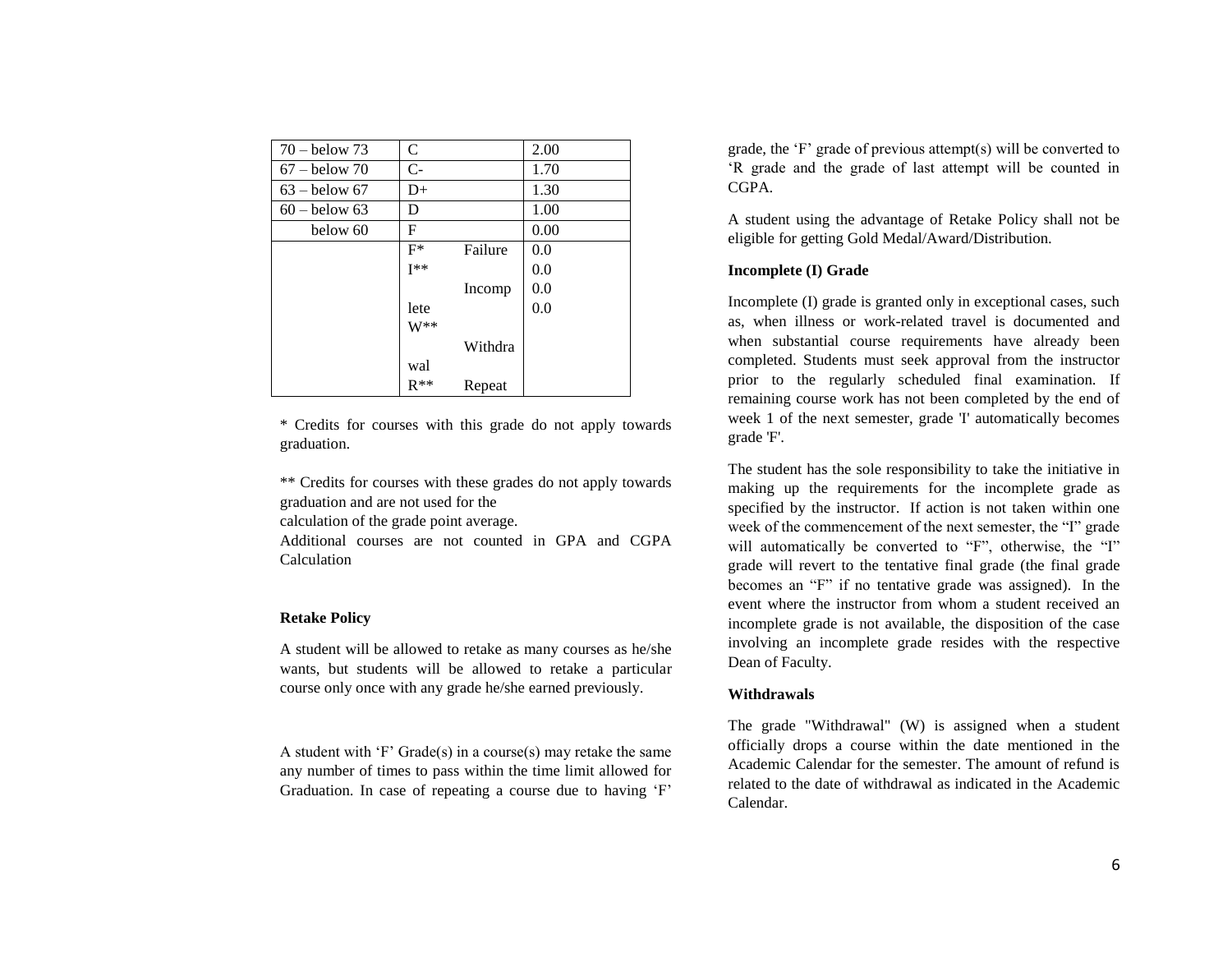| 70 – below 73 | C | 2.00 |
|---|---|---|
| 67 – below 70 | C- | 1.70 |
| 63 – below 67 | D+ | 1.30 |
| 60 – below 63 | D | 1.00 |
| below 60 | F | 0.00 |
| | F* Failure | 0.0 |
| | I** Incomplete | 0.0 |
| | W** Withdrawal | 0.0 |
| | R** Repeat | 0.0 |

\* Credits for courses with this grade do not apply towards graduation.

** Credits for courses with these grades do not apply towards graduation and are not used for the calculation of the grade point average.

Additional courses are not counted in GPA and CGPA Calculation

**Retake Policy**

A student will be allowed to retake as many courses as he/she wants, but students will be allowed to retake a particular course only once with any grade he/she earned previously.

A student with 'F' Grade(s) in a course(s) may retake the same any number of times to pass within the time limit allowed for Graduation. In case of repeating a course due to having 'F' grade, the 'F' grade of previous attempt(s) will be converted to 'R grade and the grade of last attempt will be counted in CGPA.

A student using the advantage of Retake Policy shall not be eligible for getting Gold Medal/Award/Distribution.

**Incomplete (I) Grade**

Incomplete (I) grade is granted only in exceptional cases, such as, when illness or work-related travel is documented and when substantial course requirements have already been completed. Students must seek approval from the instructor prior to the regularly scheduled final examination. If remaining course work has not been completed by the end of week 1 of the next semester, grade 'I' automatically becomes grade 'F'.

The student has the sole responsibility to take the initiative in making up the requirements for the incomplete grade as specified by the instructor. If action is not taken within one week of the commencement of the next semester, the "I" grade will automatically be converted to "F", otherwise, the "I" grade will revert to the tentative final grade (the final grade becomes an "F" if no tentative grade was assigned). In the event where the instructor from whom a student received an incomplete grade is not available, the disposition of the case involving an incomplete grade resides with the respective Dean of Faculty.

**Withdrawals**

The grade "Withdrawal" (W) is assigned when a student officially drops a course within the date mentioned in the Academic Calendar for the semester. The amount of refund is related to the date of withdrawal as indicated in the Academic Calendar.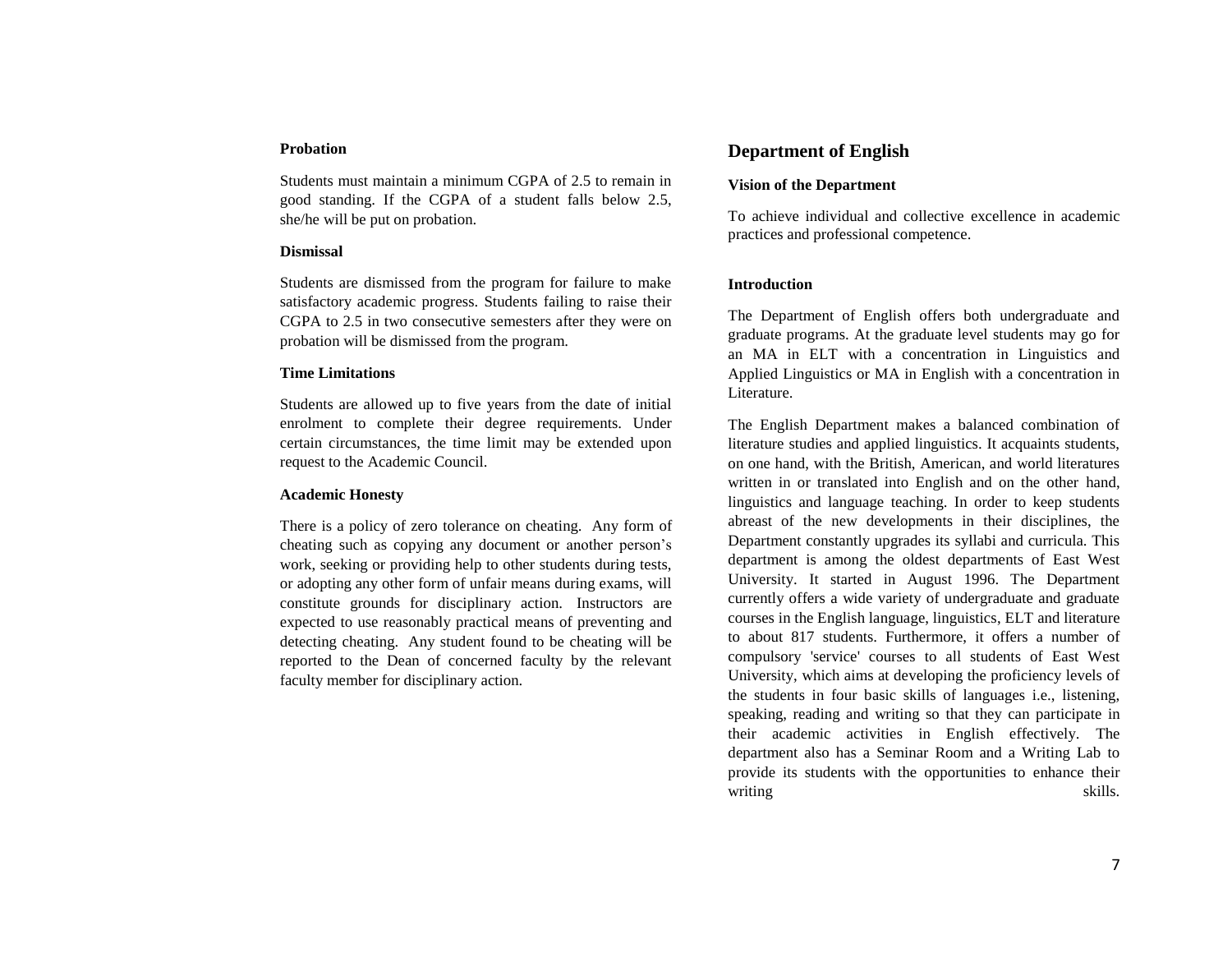**Probation**

Students must maintain a minimum CGPA of 2.5 to remain in good standing. If the CGPA of a student falls below 2.5, she/he will be put on probation.

**Dismissal**

Students are dismissed from the program for failure to make satisfactory academic progress. Students failing to raise their CGPA to 2.5 in two consecutive semesters after they were on probation will be dismissed from the program.

**Time Limitations**

Students are allowed up to five years from the date of initial enrolment to complete their degree requirements. Under certain circumstances, the time limit may be extended upon request to the Academic Council.

**Academic Honesty**

There is a policy of zero tolerance on cheating. Any form of cheating such as copying any document or another person's work, seeking or providing help to other students during tests, or adopting any other form of unfair means during exams, will constitute grounds for disciplinary action. Instructors are expected to use reasonably practical means of preventing and detecting cheating. Any student found to be cheating will be reported to the Dean of concerned faculty by the relevant faculty member for disciplinary action.

## Department of English

**Vision of the Department**

To achieve individual and collective excellence in academic practices and professional competence.

**Introduction**

The Department of English offers both undergraduate and graduate programs. At the graduate level students may go for an MA in ELT with a concentration in Linguistics and Applied Linguistics or MA in English with a concentration in Literature.

The English Department makes a balanced combination of literature studies and applied linguistics. It acquaints students, on one hand, with the British, American, and world literatures written in or translated into English and on the other hand, linguistics and language teaching. In order to keep students abreast of the new developments in their disciplines, the Department constantly upgrades its syllabi and curricula. This department is among the oldest departments of East West University. It started in August 1996. The Department currently offers a wide variety of undergraduate and graduate courses in the English language, linguistics, ELT and literature to about 817 students. Furthermore, it offers a number of compulsory 'service' courses to all students of East West University, which aims at developing the proficiency levels of the students in four basic skills of languages i.e., listening, speaking, reading and writing so that they can participate in their academic activities in English effectively. The department also has a Seminar Room and a Writing Lab to provide its students with the opportunities to enhance their writing skills.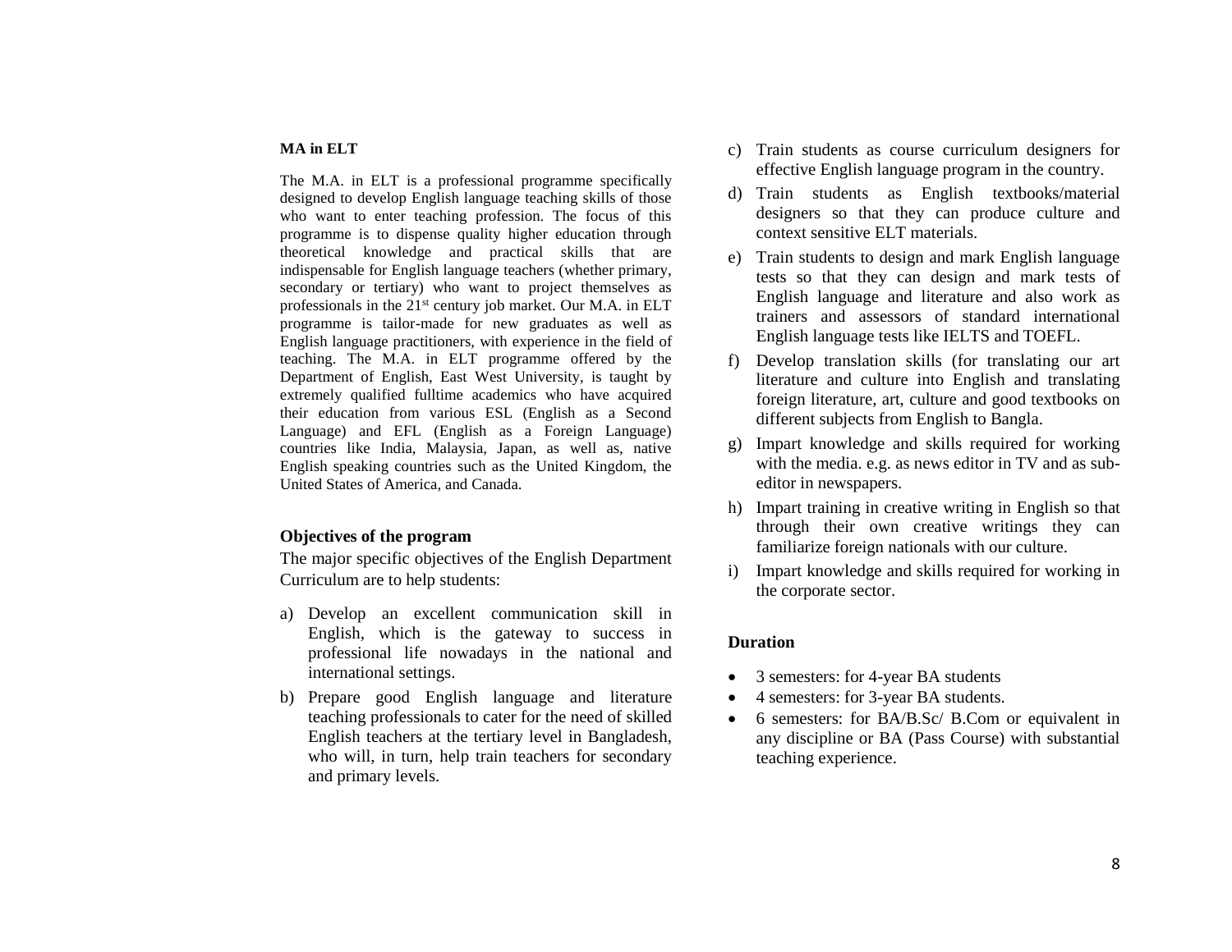**MA in ELT**

The M.A. in ELT is a professional programme specifically designed to develop English language teaching skills of those who want to enter teaching profession. The focus of this programme is to dispense quality higher education through theoretical knowledge and practical skills that are indispensable for English language teachers (whether primary, secondary or tertiary) who want to project themselves as professionals in the 21st century job market. Our M.A. in ELT programme is tailor-made for new graduates as well as English language practitioners, with experience in the field of teaching. The M.A. in ELT programme offered by the Department of English, East West University, is taught by extremely qualified fulltime academics who have acquired their education from various ESL (English as a Second Language) and EFL (English as a Foreign Language) countries like India, Malaysia, Japan, as well as, native English speaking countries such as the United Kingdom, the United States of America, and Canada.

**Objectives of the program**

The major specific objectives of the English Department Curriculum are to help students:

a) Develop an excellent communication skill in English, which is the gateway to success in professional life nowadays in the national and international settings.
b) Prepare good English language and literature teaching professionals to cater for the need of skilled English teachers at the tertiary level in Bangladesh, who will, in turn, help train teachers for secondary and primary levels.
c) Train students as course curriculum designers for effective English language program in the country.
d) Train students as English textbooks/material designers so that they can produce culture and context sensitive ELT materials.
e) Train students to design and mark English language tests so that they can design and mark tests of English language and literature and also work as trainers and assessors of standard international English language tests like IELTS and TOEFL.
f) Develop translation skills (for translating our art literature and culture into English and translating foreign literature, art, culture and good textbooks on different subjects from English to Bangla.
g) Impart knowledge and skills required for working with the media. e.g. as news editor in TV and as sub-editor in newspapers.
h) Impart training in creative writing in English so that through their own creative writings they can familiarize foreign nationals with our culture.
i) Impart knowledge and skills required for working in the corporate sector.

**Duration**

- 3 semesters: for 4-year BA students
- 4 semesters: for 3-year BA students.
- 6 semesters: for BA/B.Sc/ B.Com or equivalent in any discipline or BA (Pass Course) with substantial teaching experience.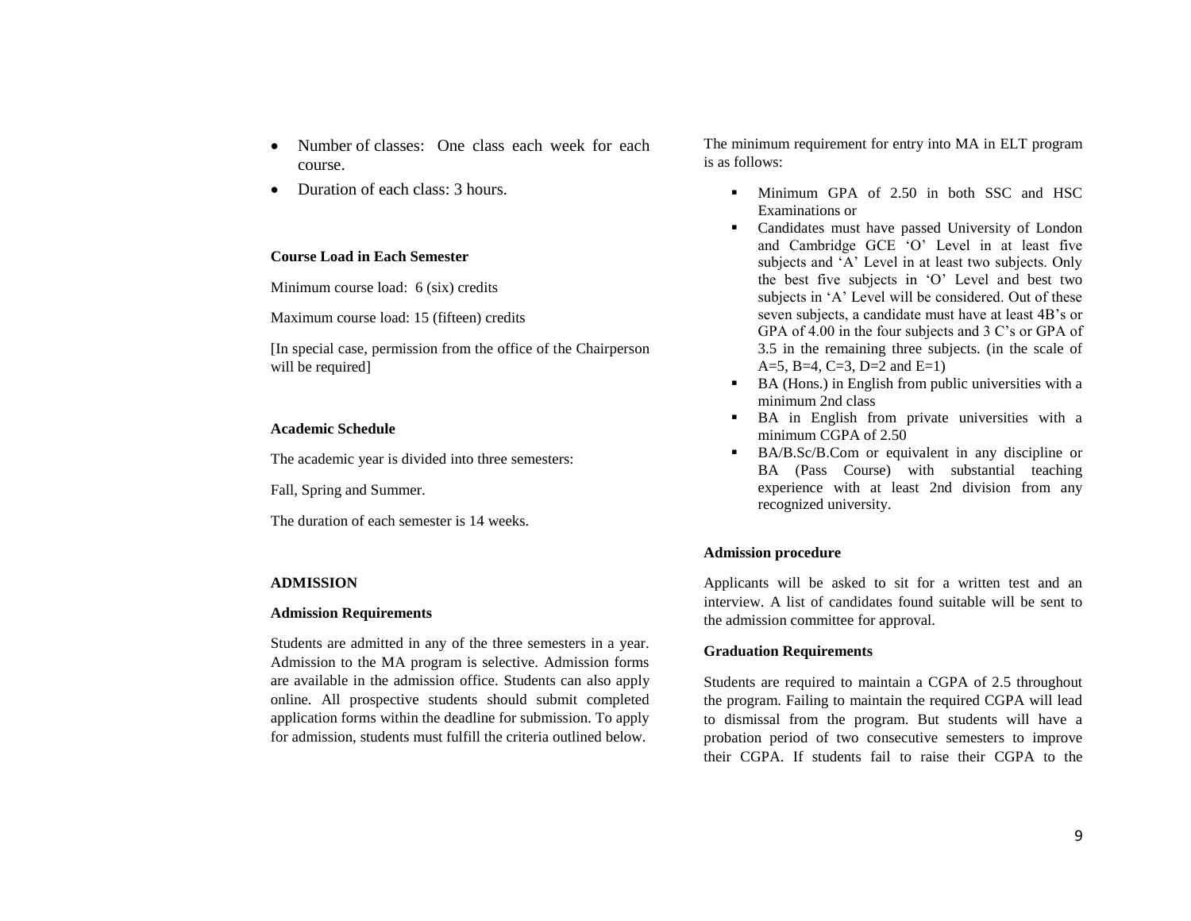- Number of classes: One class each week for each course.
- Duration of each class: 3 hours.

**Course Load in Each Semester**

Minimum course load: 6 (six) credits

Maximum course load: 15 (fifteen) credits

[In special case, permission from the office of the Chairperson will be required]

**Academic Schedule**

The academic year is divided into three semesters:

Fall, Spring and Summer.

The duration of each semester is 14 weeks.

## ADMISSION

**Admission Requirements**

Students are admitted in any of the three semesters in a year. Admission to the MA program is selective. Admission forms are available in the admission office. Students can also apply online. All prospective students should submit completed application forms within the deadline for submission. To apply for admission, students must fulfill the criteria outlined below.

The minimum requirement for entry into MA in ELT program is as follows:

- Minimum GPA of 2.50 in both SSC and HSC Examinations or
- Candidates must have passed University of London and Cambridge GCE 'O' Level in at least five subjects and 'A' Level in at least two subjects. Only the best five subjects in 'O' Level and best two subjects in 'A' Level will be considered. Out of these seven subjects, a candidate must have at least 4B's or GPA of 4.00 in the four subjects and 3 C's or GPA of 3.5 in the remaining three subjects. (in the scale of A=5, B=4, C=3, D=2 and E=1)
- BA (Hons.) in English from public universities with a minimum 2nd class
- BA in English from private universities with a minimum CGPA of 2.50
- BA/B.Sc/B.Com or equivalent in any discipline or BA (Pass Course) with substantial teaching experience with at least 2nd division from any recognized university.

**Admission procedure**

Applicants will be asked to sit for a written test and an interview. A list of candidates found suitable will be sent to the admission committee for approval.

**Graduation Requirements**

Students are required to maintain a CGPA of 2.5 throughout the program. Failing to maintain the required CGPA will lead to dismissal from the program. But students will have a probation period of two consecutive semesters to improve their CGPA. If students fail to raise their CGPA to the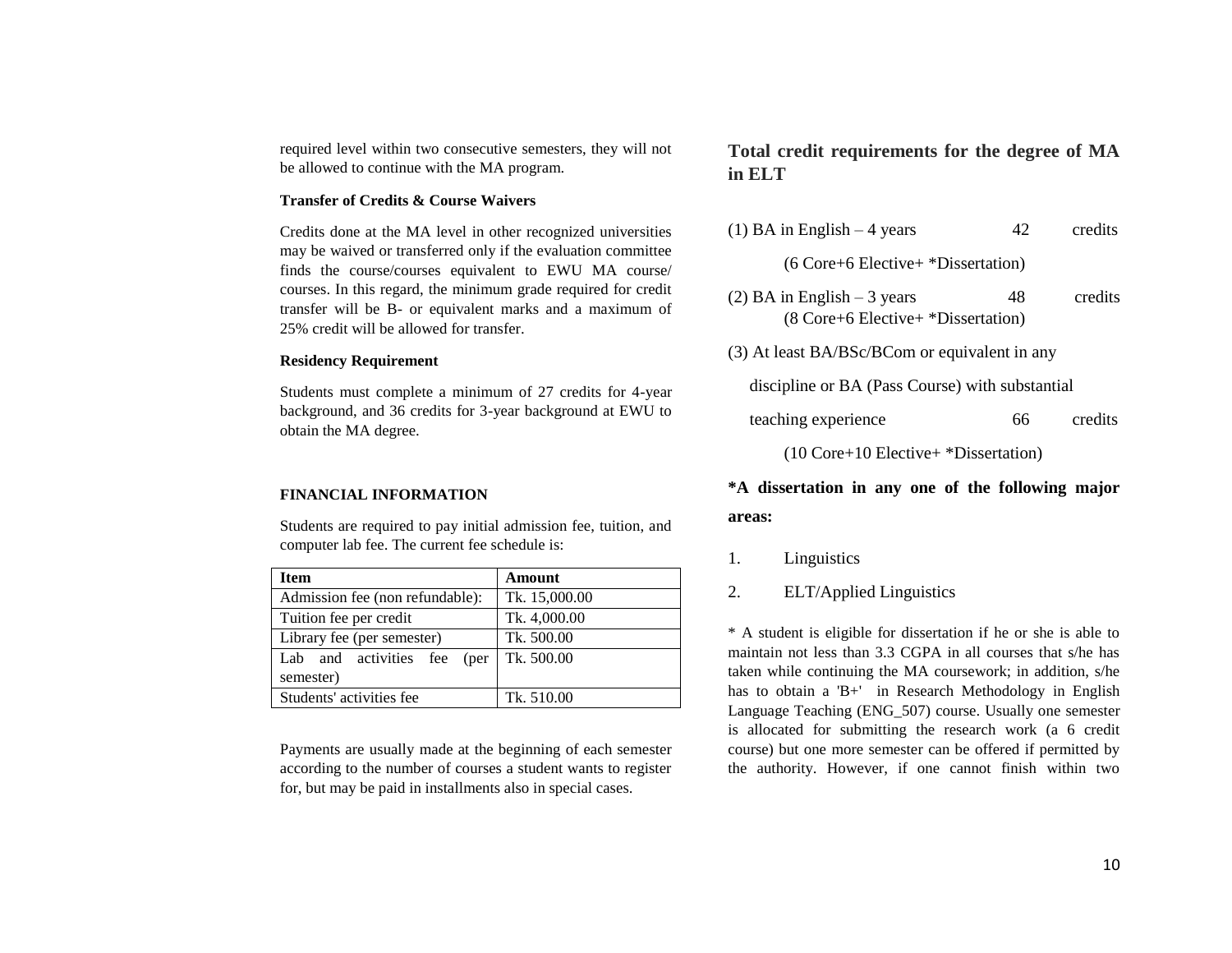required level within two consecutive semesters, they will not be allowed to continue with the MA program.

**Transfer of Credits & Course Waivers**

Credits done at the MA level in other recognized universities may be waived or transferred only if the evaluation committee finds the course/courses equivalent to EWU MA course/ courses. In this regard, the minimum grade required for credit transfer will be B- or equivalent marks and a maximum of 25% credit will be allowed for transfer.

**Residency Requirement**

Students must complete a minimum of 27 credits for 4-year background, and 36 credits for 3-year background at EWU to obtain the MA degree.

**FINANCIAL INFORMATION**

Students are required to pay initial admission fee, tuition, and computer lab fee. The current fee schedule is:

| Item | Amount |
|---|---|
| Admission fee (non refundable): | Tk. 15,000.00 |
| Tuition fee per credit | Tk. 4,000.00 |
| Library fee (per semester) | Tk. 500.00 |
| Lab and activities fee (per semester) | Tk. 500.00 |
| Students' activities fee | Tk. 510.00 |

Payments are usually made at the beginning of each semester according to the number of courses a student wants to register for, but may be paid in installments also in special cases.

## Total credit requirements for the degree of MA in ELT

(1) BA in English – 4 years 42 credits

(6 Core+6 Elective+ *Dissertation)

(2) BA in English – 3 years 48 credits

(8 Core+6 Elective+ *Dissertation)

(3) At least BA/BSc/BCom or equivalent in any discipline or BA (Pass Course) with substantial teaching experience 66 credits

(10 Core+10 Elective+ *Dissertation)

**\*A dissertation in any one of the following major areas:**

1. Linguistics
2. ELT/Applied Linguistics

\* A student is eligible for dissertation if he or she is able to maintain not less than 3.3 CGPA in all courses that s/he has taken while continuing the MA coursework; in addition, s/he has to obtain a 'B+' in Research Methodology in English Language Teaching (ENG_507) course. Usually one semester is allocated for submitting the research work (a 6 credit course) but one more semester can be offered if permitted by the authority. However, if one cannot finish within two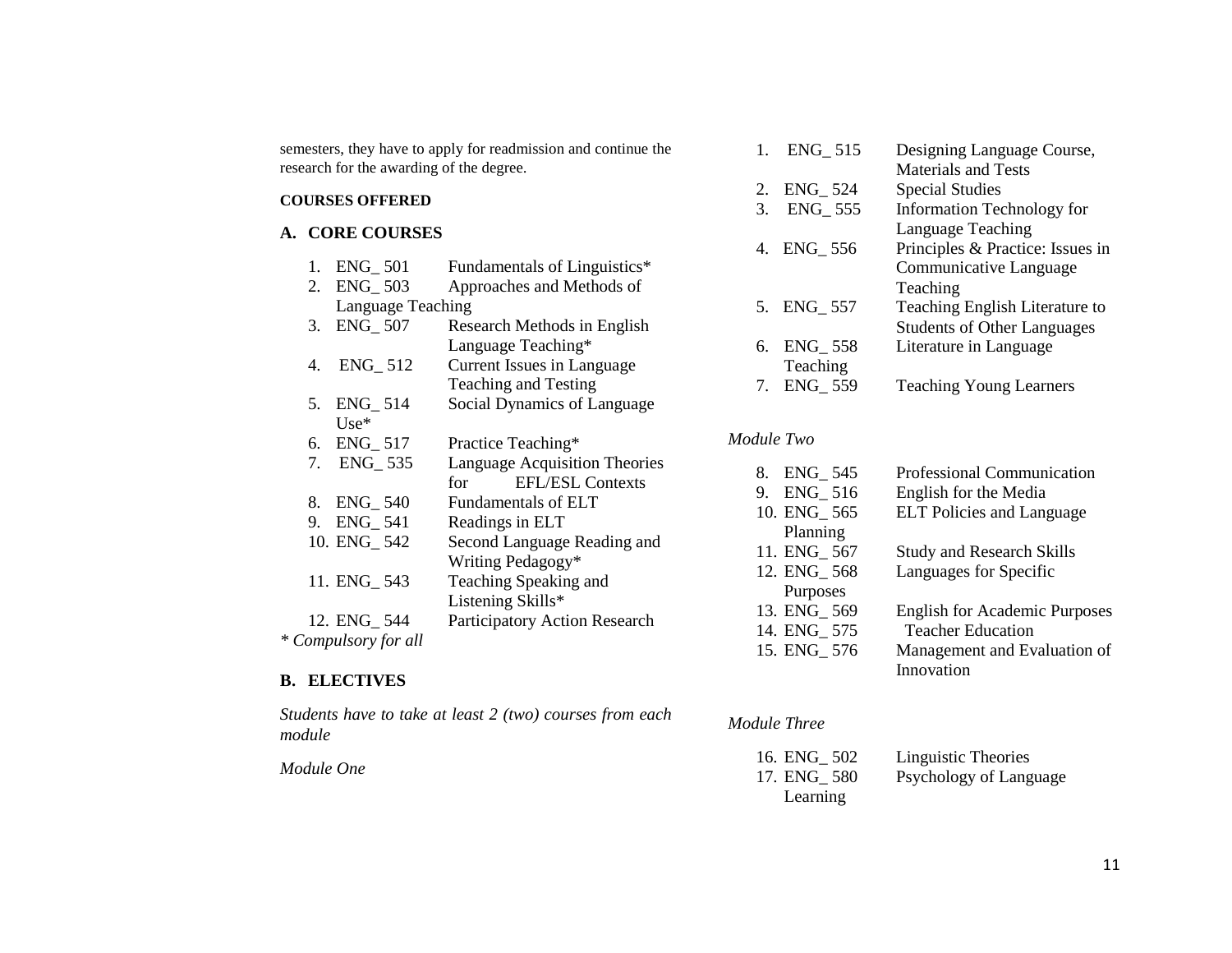semesters, they have to apply for readmission and continue the research for the awarding of the degree.

**COURSES OFFERED**

## A. CORE COURSES

1. ENG_ 501 Fundamentals of Linguistics*
2. ENG_ 503 Approaches and Methods of Language Teaching
3. ENG_ 507 Research Methods in English Language Teaching*
4. ENG_ 512 Current Issues in Language Teaching and Testing
5. ENG_ 514 Social Dynamics of Language Use*
6. ENG_ 517 Practice Teaching*
7. ENG_ 535 Language Acquisition Theories for EFL/ESL Contexts
8. ENG_ 540 Fundamentals of ELT
9. ENG_ 541 Readings in ELT
10. ENG_ 542 Second Language Reading and Writing Pedagogy*
11. ENG_ 543 Teaching Speaking and Listening Skills*
12. ENG_ 544 Participatory Action Research

*\* Compulsory for all*

## B. ELECTIVES

*Students have to take at least 2 (two) courses from each module*

*Module One*

1. ENG_ 515 Designing Language Course, Materials and Tests
2. ENG_ 524 Special Studies
3. ENG_ 555 Information Technology for Language Teaching
4. ENG_ 556 Principles & Practice: Issues in Communicative Language Teaching
5. ENG_ 557 Teaching English Literature to Students of Other Languages
6. ENG_ 558 Literature in Language Teaching
7. ENG_ 559 Teaching Young Learners

*Module Two*

8. ENG_ 545 Professional Communication
9. ENG_ 516 English for the Media
10. ENG_ 565 ELT Policies and Language Planning
11. ENG_ 567 Study and Research Skills
12. ENG_ 568 Languages for Specific Purposes
13. ENG_ 569 English for Academic Purposes
14. ENG_ 575 Teacher Education
15. ENG_ 576 Management and Evaluation of Innovation

*Module Three*

16. ENG_ 502 Linguistic Theories
17. ENG_ 580 Psychology of Language Learning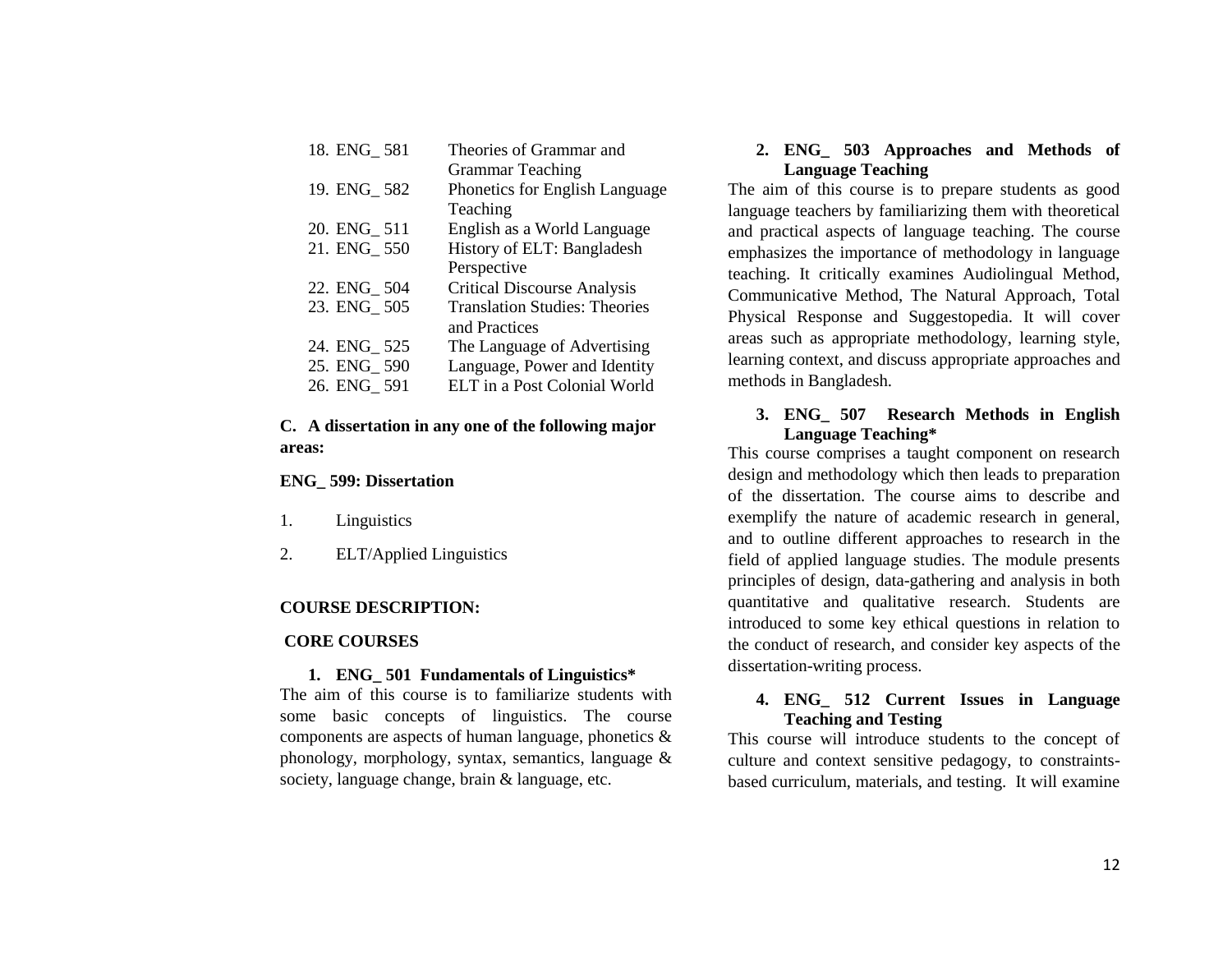18. ENG_ 581 Theories of Grammar and Grammar Teaching
19. ENG_ 582 Phonetics for English Language Teaching
20. ENG_ 511 English as a World Language
21. ENG_ 550 History of ELT: Bangladesh Perspective
22. ENG_ 504 Critical Discourse Analysis
23. ENG_ 505 Translation Studies: Theories and Practices
24. ENG_ 525 The Language of Advertising
25. ENG_ 590 Language, Power and Identity
26. ENG_ 591 ELT in a Post Colonial World

**C. A dissertation in any one of the following major areas:**

**ENG_ 599: Dissertation**

1. Linguistics
2. ELT/Applied Linguistics

**COURSE DESCRIPTION:**

**CORE COURSES**

**1. ENG_ 501 Fundamentals of Linguistics***

The aim of this course is to familiarize students with some basic concepts of linguistics. The course components are aspects of human language, phonetics & phonology, morphology, syntax, semantics, language & society, language change, brain & language, etc.

**2. ENG_ 503 Approaches and Methods of Language Teaching**

The aim of this course is to prepare students as good language teachers by familiarizing them with theoretical and practical aspects of language teaching. The course emphasizes the importance of methodology in language teaching. It critically examines Audiolingual Method, Communicative Method, The Natural Approach, Total Physical Response and Suggestopedia. It will cover areas such as appropriate methodology, learning style, learning context, and discuss appropriate approaches and methods in Bangladesh.

**3. ENG_ 507 Research Methods in English Language Teaching***

This course comprises a taught component on research design and methodology which then leads to preparation of the dissertation. The course aims to describe and exemplify the nature of academic research in general, and to outline different approaches to research in the field of applied language studies. The module presents principles of design, data-gathering and analysis in both quantitative and qualitative research. Students are introduced to some key ethical questions in relation to the conduct of research, and consider key aspects of the dissertation-writing process.

**4. ENG_ 512 Current Issues in Language Teaching and Testing**

This course will introduce students to the concept of culture and context sensitive pedagogy, to constraints-based curriculum, materials, and testing. It will examine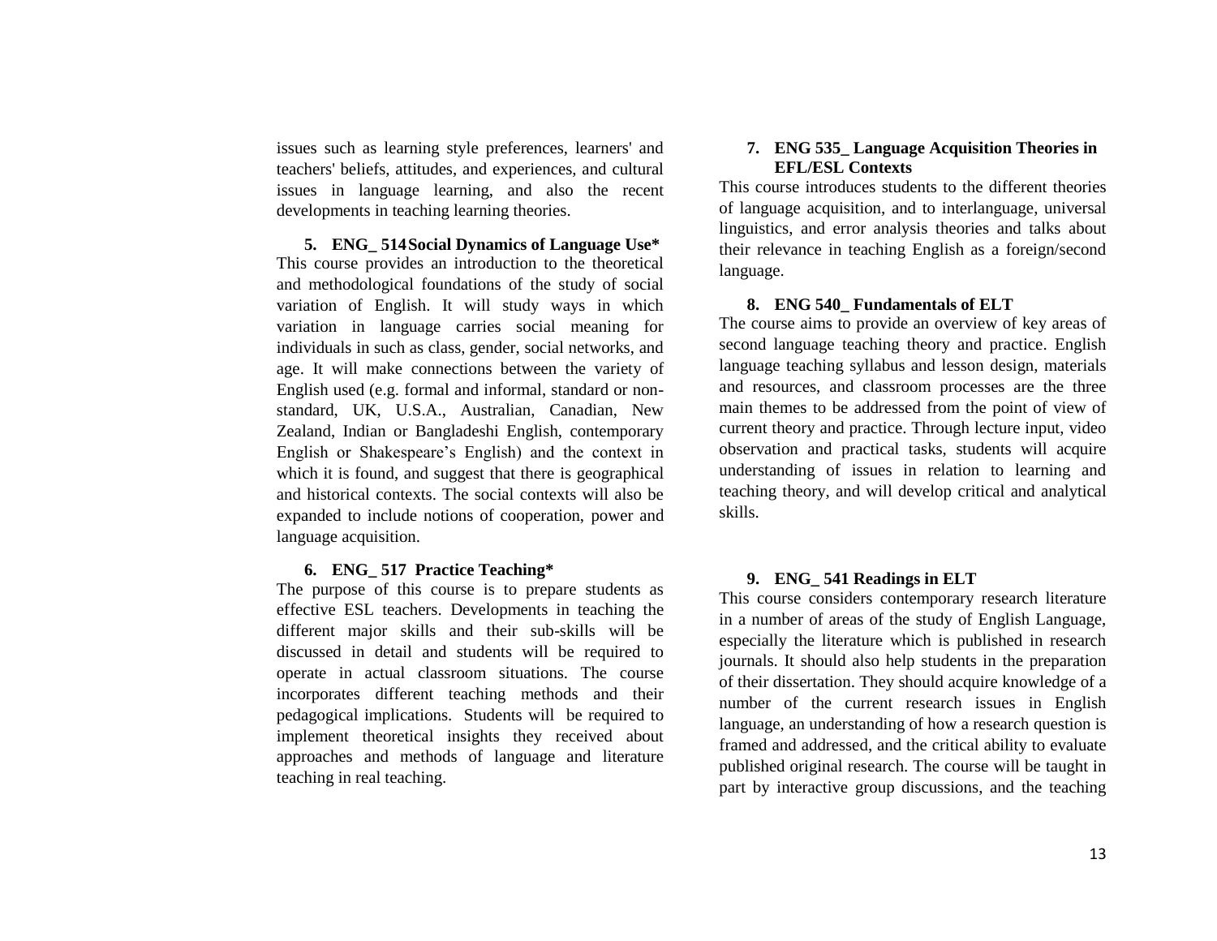issues such as learning style preferences, learners' and teachers' beliefs, attitudes, and experiences, and cultural issues in language learning, and also the recent developments in teaching learning theories.

5. **ENG_ 514 Social Dynamics of Language Use***

This course provides an introduction to the theoretical and methodological foundations of the study of social variation of English. It will study ways in which variation in language carries social meaning for individuals in such as class, gender, social networks, and age. It will make connections between the variety of English used (e.g. formal and informal, standard or non-standard, UK, U.S.A., Australian, Canadian, New Zealand, Indian or Bangladeshi English, contemporary English or Shakespeare's English) and the context in which it is found, and suggest that there is geographical and historical contexts. The social contexts will also be expanded to include notions of cooperation, power and language acquisition.

6. **ENG_ 517 Practice Teaching***

The purpose of this course is to prepare students as effective ESL teachers. Developments in teaching the different major skills and their sub-skills will be discussed in detail and students will be required to operate in actual classroom situations. The course incorporates different teaching methods and their pedagogical implications. Students will be required to implement theoretical insights they received about approaches and methods of language and literature teaching in real teaching.

7. **ENG 535_ Language Acquisition Theories in EFL/ESL Contexts**

This course introduces students to the different theories of language acquisition, and to interlanguage, universal linguistics, and error analysis theories and talks about their relevance in teaching English as a foreign/second language.

8. **ENG 540_ Fundamentals of ELT**

The course aims to provide an overview of key areas of second language teaching theory and practice. English language teaching syllabus and lesson design, materials and resources, and classroom processes are the three main themes to be addressed from the point of view of current theory and practice. Through lecture input, video observation and practical tasks, students will acquire understanding of issues in relation to learning and teaching theory, and will develop critical and analytical skills.

9. **ENG_ 541 Readings in ELT**

This course considers contemporary research literature in a number of areas of the study of English Language, especially the literature which is published in research journals. It should also help students in the preparation of their dissertation. They should acquire knowledge of a number of the current research issues in English language, an understanding of how a research question is framed and addressed, and the critical ability to evaluate published original research. The course will be taught in part by interactive group discussions, and the teaching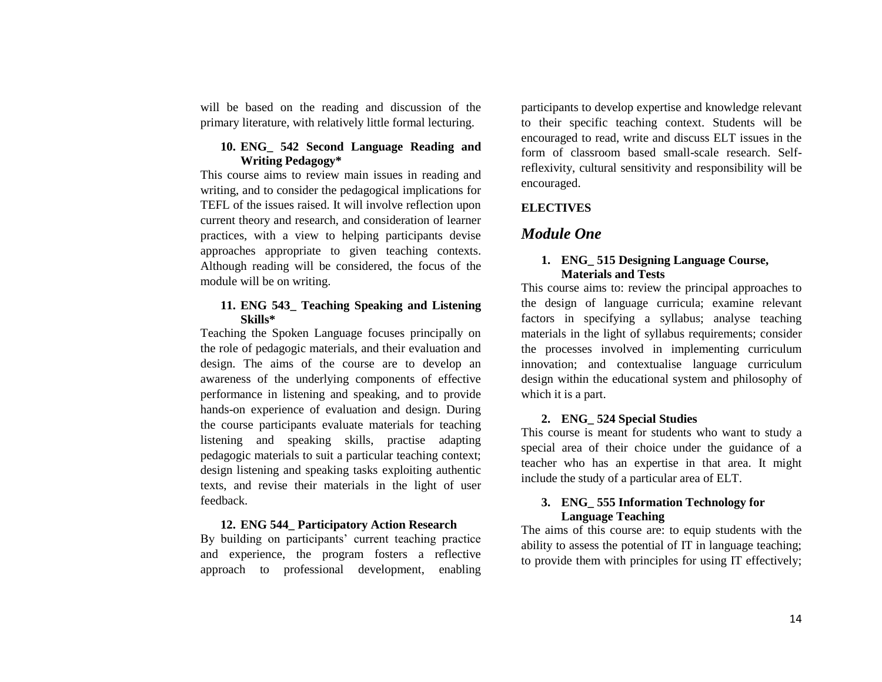will be based on the reading and discussion of the primary literature, with relatively little formal lecturing.

10. **ENG_ 542 Second Language Reading and Writing Pedagogy***

This course aims to review main issues in reading and writing, and to consider the pedagogical implications for TEFL of the issues raised. It will involve reflection upon current theory and research, and consideration of learner practices, with a view to helping participants devise approaches appropriate to given teaching contexts. Although reading will be considered, the focus of the module will be on writing.

11. **ENG 543_ Teaching Speaking and Listening Skills***

Teaching the Spoken Language focuses principally on the role of pedagogic materials, and their evaluation and design. The aims of the course are to develop an awareness of the underlying components of effective performance in listening and speaking, and to provide hands-on experience of evaluation and design. During the course participants evaluate materials for teaching listening and speaking skills, practise adapting pedagogic materials to suit a particular teaching context; design listening and speaking tasks exploiting authentic texts, and revise their materials in the light of user feedback.

12. **ENG 544_ Participatory Action Research**

By building on participants' current teaching practice and experience, the program fosters a reflective approach to professional development, enabling participants to develop expertise and knowledge relevant to their specific teaching context. Students will be encouraged to read, write and discuss ELT issues in the form of classroom based small-scale research. Self-reflexivity, cultural sensitivity and responsibility will be encouraged.

**ELECTIVES**

## *Module One*

1. **ENG_ 515 Designing Language Course, Materials and Tests**

This course aims to: review the principal approaches to the design of language curricula; examine relevant factors in specifying a syllabus; analyse teaching materials in the light of syllabus requirements; consider the processes involved in implementing curriculum innovation; and contextualise language curriculum design within the educational system and philosophy of which it is a part.

2. **ENG_ 524 Special Studies**

This course is meant for students who want to study a special area of their choice under the guidance of a teacher who has an expertise in that area. It might include the study of a particular area of ELT.

3. **ENG_ 555 Information Technology for Language Teaching**

The aims of this course are: to equip students with the ability to assess the potential of IT in language teaching; to provide them with principles for using IT effectively;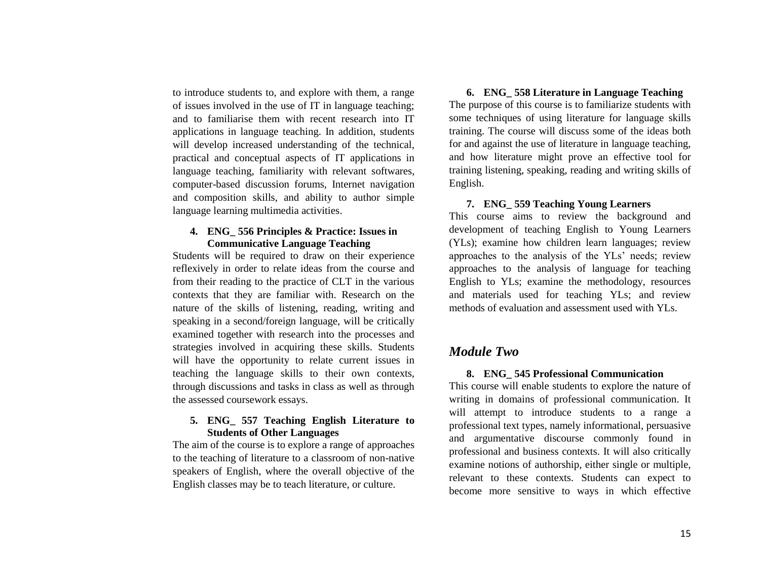to introduce students to, and explore with them, a range of issues involved in the use of IT in language teaching; and to familiarise them with recent research into IT applications in language teaching. In addition, students will develop increased understanding of the technical, practical and conceptual aspects of IT applications in language teaching, familiarity with relevant softwares, computer-based discussion forums, Internet navigation and composition skills, and ability to author simple language learning multimedia activities.

4. **ENG_ 556 Principles & Practice: Issues in Communicative Language Teaching**

Students will be required to draw on their experience reflexively in order to relate ideas from the course and from their reading to the practice of CLT in the various contexts that they are familiar with. Research on the nature of the skills of listening, reading, writing and speaking in a second/foreign language, will be critically examined together with research into the processes and strategies involved in acquiring these skills. Students will have the opportunity to relate current issues in teaching the language skills to their own contexts, through discussions and tasks in class as well as through the assessed coursework essays.

5. **ENG_ 557 Teaching English Literature to Students of Other Languages**

The aim of the course is to explore a range of approaches to the teaching of literature to a classroom of non-native speakers of English, where the overall objective of the English classes may be to teach literature, or culture.

6. **ENG_ 558 Literature in Language Teaching**

The purpose of this course is to familiarize students with some techniques of using literature for language skills training. The course will discuss some of the ideas both for and against the use of literature in language teaching, and how literature might prove an effective tool for training listening, speaking, reading and writing skills of English.

7. **ENG_ 559 Teaching Young Learners**

This course aims to review the background and development of teaching English to Young Learners (YLs); examine how children learn languages; review approaches to the analysis of the YLs' needs; review approaches to the analysis of language for teaching English to YLs; examine the methodology, resources and materials used for teaching YLs; and review methods of evaluation and assessment used with YLs.

## *Module Two*

8. **ENG_ 545 Professional Communication**

This course will enable students to explore the nature of writing in domains of professional communication. It will attempt to introduce students to a range a professional text types, namely informational, persuasive and argumentative discourse commonly found in professional and business contexts. It will also critically examine notions of authorship, either single or multiple, relevant to these contexts. Students can expect to become more sensitive to ways in which effective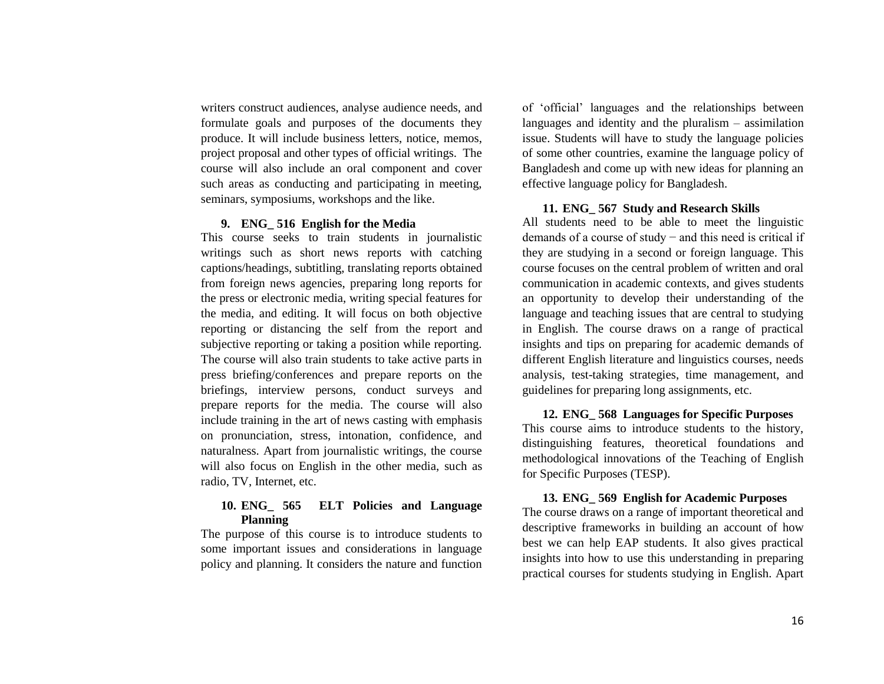writers construct audiences, analyse audience needs, and formulate goals and purposes of the documents they produce. It will include business letters, notice, memos, project proposal and other types of official writings. The course will also include an oral component and cover such areas as conducting and participating in meeting, seminars, symposiums, workshops and the like.

**9. ENG_ 516 English for the Media**

This course seeks to train students in journalistic writings such as short news reports with catching captions/headings, subtitling, translating reports obtained from foreign news agencies, preparing long reports for the press or electronic media, writing special features for the media, and editing. It will focus on both objective reporting or distancing the self from the report and subjective reporting or taking a position while reporting. The course will also train students to take active parts in press briefing/conferences and prepare reports on the briefings, interview persons, conduct surveys and prepare reports for the media. The course will also include training in the art of news casting with emphasis on pronunciation, stress, intonation, confidence, and naturalness. Apart from journalistic writings, the course will also focus on English in the other media, such as radio, TV, Internet, etc.

**10. ENG_ 565 ELT Policies and Language Planning**

The purpose of this course is to introduce students to some important issues and considerations in language policy and planning. It considers the nature and function of 'official' languages and the relationships between languages and identity and the pluralism – assimilation issue. Students will have to study the language policies of some other countries, examine the language policy of Bangladesh and come up with new ideas for planning an effective language policy for Bangladesh.

**11. ENG_ 567 Study and Research Skills**

All students need to be able to meet the linguistic demands of a course of study − and this need is critical if they are studying in a second or foreign language. This course focuses on the central problem of written and oral communication in academic contexts, and gives students an opportunity to develop their understanding of the language and teaching issues that are central to studying in English. The course draws on a range of practical insights and tips on preparing for academic demands of different English literature and linguistics courses, needs analysis, test-taking strategies, time management, and guidelines for preparing long assignments, etc.

**12. ENG_ 568 Languages for Specific Purposes**

This course aims to introduce students to the history, distinguishing features, theoretical foundations and methodological innovations of the Teaching of English for Specific Purposes (TESP).

**13. ENG_ 569 English for Academic Purposes**

The course draws on a range of important theoretical and descriptive frameworks in building an account of how best we can help EAP students. It also gives practical insights into how to use this understanding in preparing practical courses for students studying in English. Apart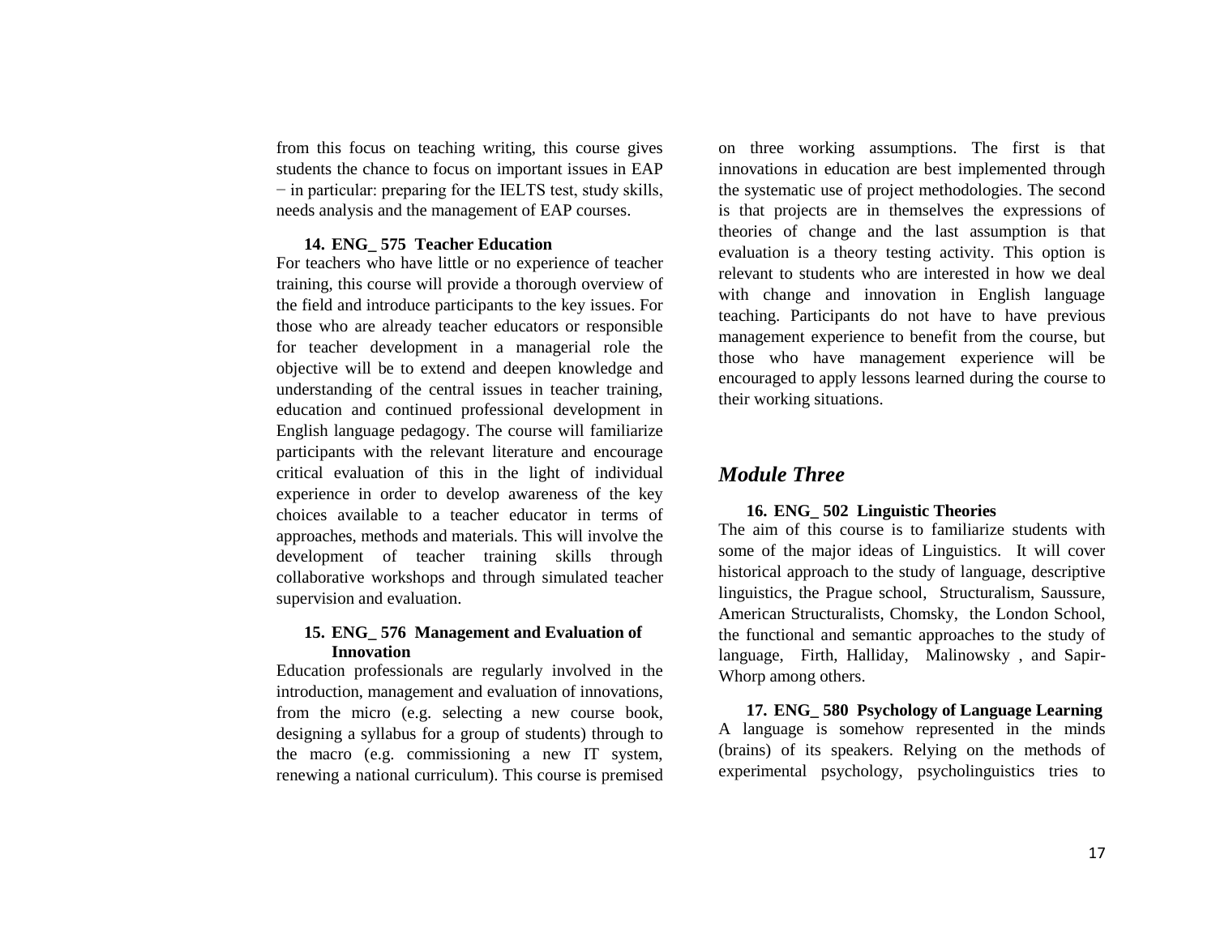from this focus on teaching writing, this course gives students the chance to focus on important issues in EAP − in particular: preparing for the IELTS test, study skills, needs analysis and the management of EAP courses.

**14. ENG_ 575 Teacher Education**

For teachers who have little or no experience of teacher training, this course will provide a thorough overview of the field and introduce participants to the key issues. For those who are already teacher educators or responsible for teacher development in a managerial role the objective will be to extend and deepen knowledge and understanding of the central issues in teacher training, education and continued professional development in English language pedagogy. The course will familiarize participants with the relevant literature and encourage critical evaluation of this in the light of individual experience in order to develop awareness of the key choices available to a teacher educator in terms of approaches, methods and materials. This will involve the development of teacher training skills through collaborative workshops and through simulated teacher supervision and evaluation.

**15. ENG_ 576 Management and Evaluation of Innovation**

Education professionals are regularly involved in the introduction, management and evaluation of innovations, from the micro (e.g. selecting a new course book, designing a syllabus for a group of students) through to the macro (e.g. commissioning a new IT system, renewing a national curriculum). This course is premised on three working assumptions. The first is that innovations in education are best implemented through the systematic use of project methodologies. The second is that projects are in themselves the expressions of theories of change and the last assumption is that evaluation is a theory testing activity. This option is relevant to students who are interested in how we deal with change and innovation in English language teaching. Participants do not have to have previous management experience to benefit from the course, but those who have management experience will be encouraged to apply lessons learned during the course to their working situations.

## *Module Three*

**16. ENG_ 502 Linguistic Theories**

The aim of this course is to familiarize students with some of the major ideas of Linguistics. It will cover historical approach to the study of language, descriptive linguistics, the Prague school, Structuralism, Saussure, American Structuralists, Chomsky, the London School, the functional and semantic approaches to the study of language, Firth, Halliday, Malinowsky , and Sapir-Whorp among others.

**17. ENG_ 580 Psychology of Language Learning**

A language is somehow represented in the minds (brains) of its speakers. Relying on the methods of experimental psychology, psycholinguistics tries to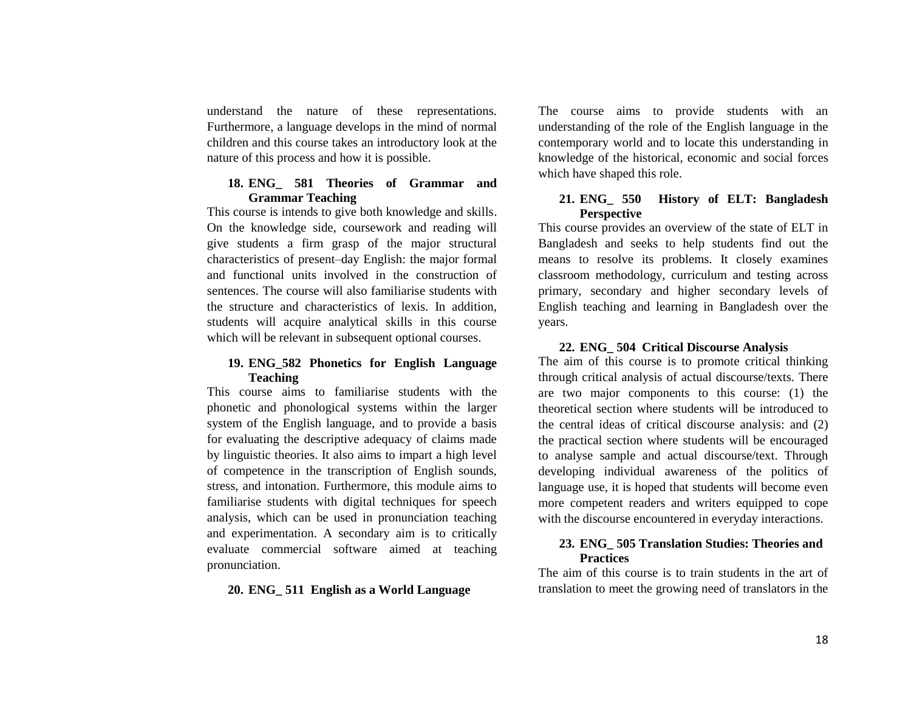understand the nature of these representations. Furthermore, a language develops in the mind of normal children and this course takes an introductory look at the nature of this process and how it is possible.

### 18. ENG_ 581 Theories of Grammar and Grammar Teaching

This course is intends to give both knowledge and skills. On the knowledge side, coursework and reading will give students a firm grasp of the major structural characteristics of present–day English: the major formal and functional units involved in the construction of sentences. The course will also familiarise students with the structure and characteristics of lexis. In addition, students will acquire analytical skills in this course which will be relevant in subsequent optional courses.

### 19. ENG_582 Phonetics for English Language Teaching

This course aims to familiarise students with the phonetic and phonological systems within the larger system of the English language, and to provide a basis for evaluating the descriptive adequacy of claims made by linguistic theories. It also aims to impart a high level of competence in the transcription of English sounds, stress, and intonation. Furthermore, this module aims to familiarise students with digital techniques for speech analysis, which can be used in pronunciation teaching and experimentation. A secondary aim is to critically evaluate commercial software aimed at teaching pronunciation.

### 20. ENG_ 511 English as a World Language

The course aims to provide students with an understanding of the role of the English language in the contemporary world and to locate this understanding in knowledge of the historical, economic and social forces which have shaped this role.

### 21. ENG_ 550 History of ELT: Bangladesh Perspective

This course provides an overview of the state of ELT in Bangladesh and seeks to help students find out the means to resolve its problems. It closely examines classroom methodology, curriculum and testing across primary, secondary and higher secondary levels of English teaching and learning in Bangladesh over the years.

### 22. ENG_ 504 Critical Discourse Analysis

The aim of this course is to promote critical thinking through critical analysis of actual discourse/texts. There are two major components to this course: (1) the theoretical section where students will be introduced to the central ideas of critical discourse analysis: and (2) the practical section where students will be encouraged to analyse sample and actual discourse/text. Through developing individual awareness of the politics of language use, it is hoped that students will become even more competent readers and writers equipped to cope with the discourse encountered in everyday interactions.

### 23. ENG_ 505 Translation Studies: Theories and Practices

The aim of this course is to train students in the art of translation to meet the growing need of translators in the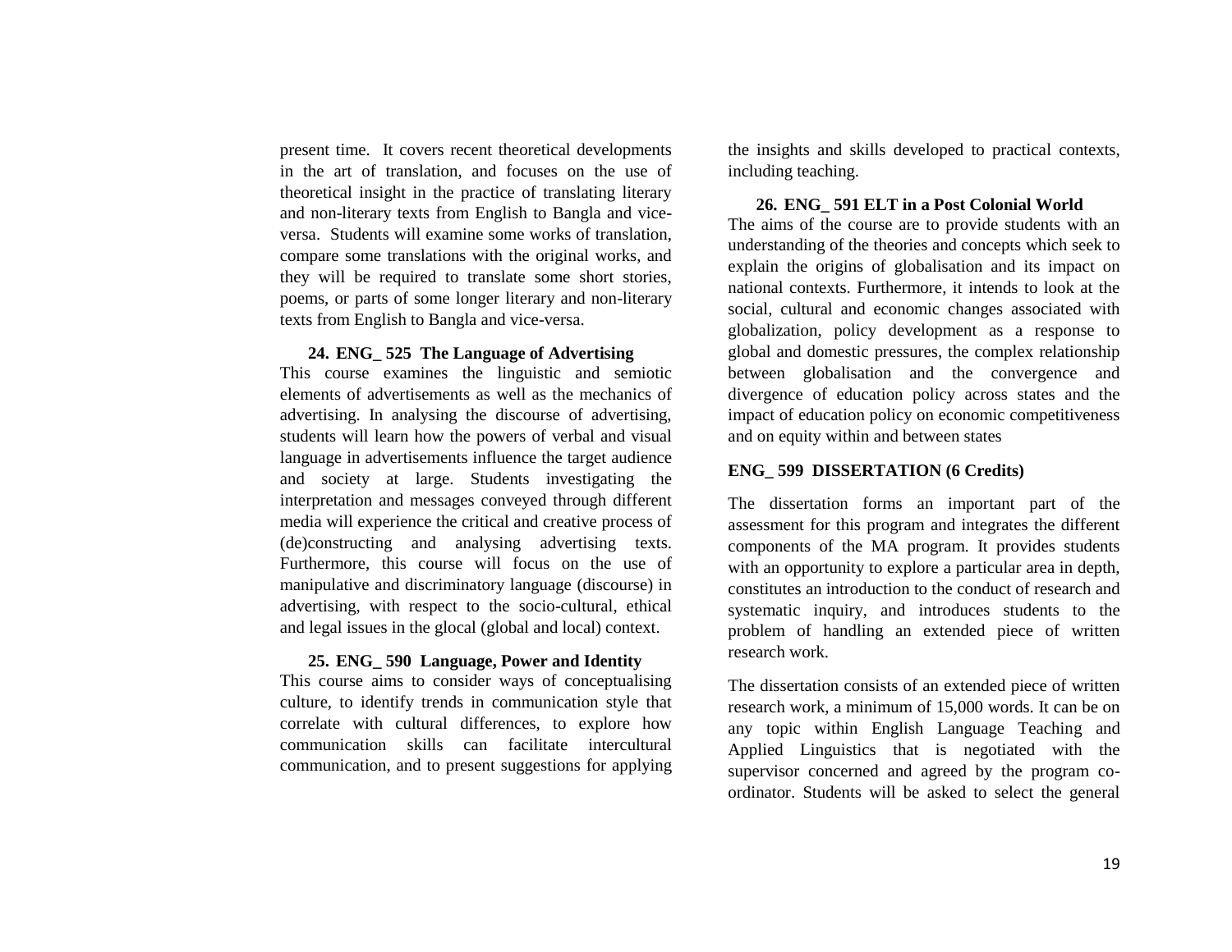present time. It covers recent theoretical developments in the art of translation, and focuses on the use of theoretical insight in the practice of translating literary and non-literary texts from English to Bangla and vice-versa. Students will examine some works of translation, compare some translations with the original works, and they will be required to translate some short stories, poems, or parts of some longer literary and non-literary texts from English to Bangla and vice-versa.

### 24. ENG_ 525 The Language of Advertising

This course examines the linguistic and semiotic elements of advertisements as well as the mechanics of advertising. In analysing the discourse of advertising, students will learn how the powers of verbal and visual language in advertisements influence the target audience and society at large. Students investigating the interpretation and messages conveyed through different media will experience the critical and creative process of (de)constructing and analysing advertising texts. Furthermore, this course will focus on the use of manipulative and discriminatory language (discourse) in advertising, with respect to the socio-cultural, ethical and legal issues in the glocal (global and local) context.

### 25. ENG_ 590 Language, Power and Identity

This course aims to consider ways of conceptualising culture, to identify trends in communication style that correlate with cultural differences, to explore how communication skills can facilitate intercultural communication, and to present suggestions for applying the insights and skills developed to practical contexts, including teaching.

### 26. ENG_ 591 ELT in a Post Colonial World

The aims of the course are to provide students with an understanding of the theories and concepts which seek to explain the origins of globalisation and its impact on national contexts. Furthermore, it intends to look at the social, cultural and economic changes associated with globalization, policy development as a response to global and domestic pressures, the complex relationship between globalisation and the convergence and divergence of education policy across states and the impact of education policy on economic competitiveness and on equity within and between states

### ENG_ 599 DISSERTATION (6 Credits)

The dissertation forms an important part of the assessment for this program and integrates the different components of the MA program. It provides students with an opportunity to explore a particular area in depth, constitutes an introduction to the conduct of research and systematic inquiry, and introduces students to the problem of handling an extended piece of written research work.

The dissertation consists of an extended piece of written research work, a minimum of 15,000 words. It can be on any topic within English Language Teaching and Applied Linguistics that is negotiated with the supervisor concerned and agreed by the program co-ordinator. Students will be asked to select the general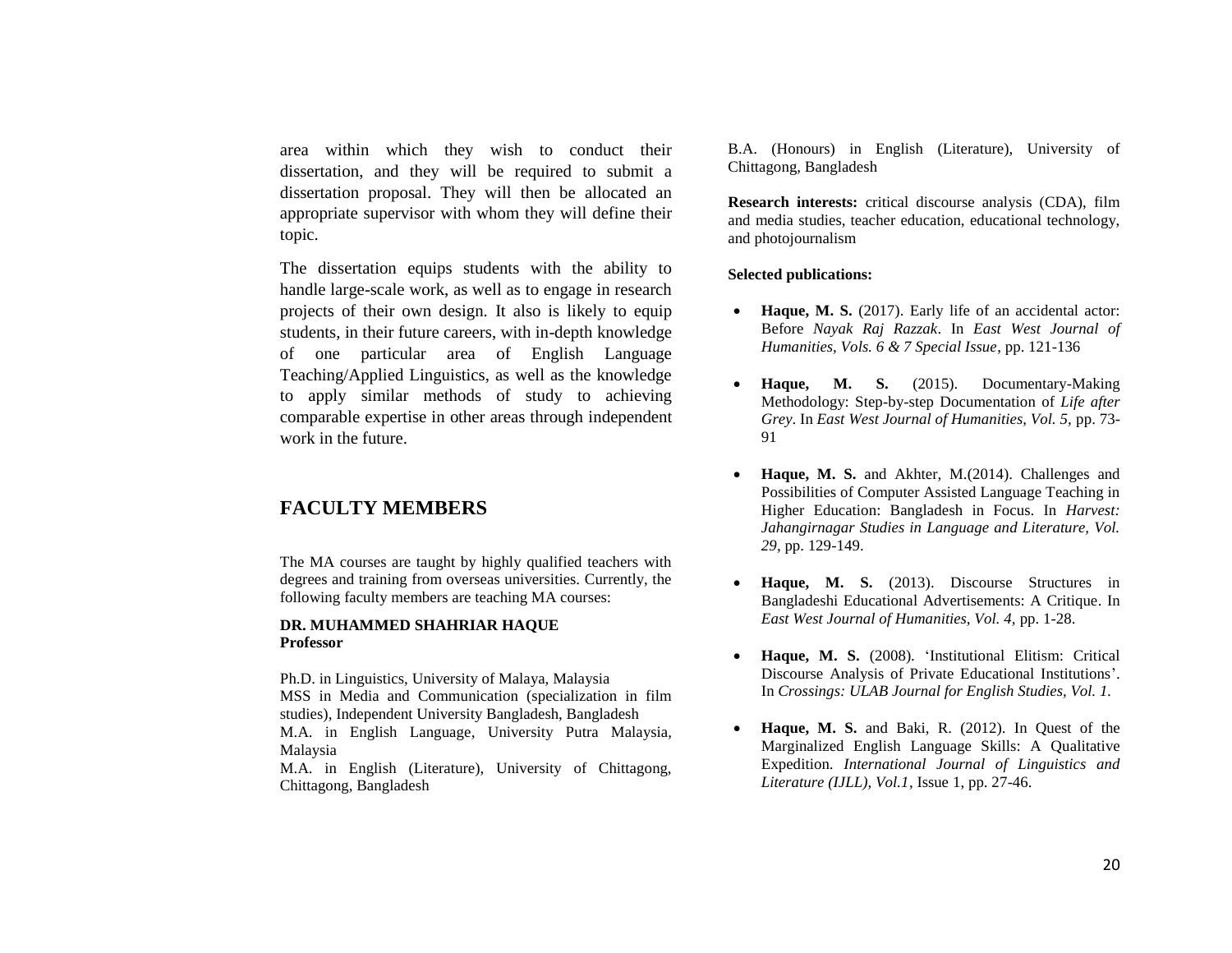area within which they wish to conduct their dissertation, and they will be required to submit a dissertation proposal. They will then be allocated an appropriate supervisor with whom they will define their topic.

The dissertation equips students with the ability to handle large-scale work, as well as to engage in research projects of their own design. It also is likely to equip students, in their future careers, with in-depth knowledge of one particular area of English Language Teaching/Applied Linguistics, as well as the knowledge to apply similar methods of study to achieving comparable expertise in other areas through independent work in the future.

## FACULTY MEMBERS

The MA courses are taught by highly qualified teachers with degrees and training from overseas universities. Currently, the following faculty members are teaching MA courses:

**DR. MUHAMMED SHAHRIAR HAQUE**
**Professor**

Ph.D. in Linguistics, University of Malaya, Malaysia
MSS in Media and Communication (specialization in film studies), Independent University Bangladesh, Bangladesh
M.A. in English Language, University Putra Malaysia, Malaysia
M.A. in English (Literature), University of Chittagong, Chittagong, Bangladesh
B.A. (Honours) in English (Literature), University of Chittagong, Bangladesh

**Research interests:** critical discourse analysis (CDA), film and media studies, teacher education, educational technology, and photojournalism

**Selected publications:**

- **Haque, M. S.** (2017). Early life of an accidental actor: Before *Nayak Raj Razzak*. In *East West Journal of Humanities, Vols. 6 & 7 Special Issue*, pp. 121-136
- **Haque, M. S.** (2015). Documentary-Making Methodology: Step-by-step Documentation of *Life after Grey*. In *East West Journal of Humanities, Vol. 5*, pp. 73-91
- **Haque, M. S.** and Akhter, M.(2014). Challenges and Possibilities of Computer Assisted Language Teaching in Higher Education: Bangladesh in Focus. In *Harvest: Jahangirnagar Studies in Language and Literature, Vol. 29*, pp. 129-149.
- **Haque, M. S.** (2013). Discourse Structures in Bangladeshi Educational Advertisements: A Critique. In *East West Journal of Humanities, Vol. 4,* pp. 1-28.
- **Haque, M. S.** (2008). 'Institutional Elitism: Critical Discourse Analysis of Private Educational Institutions'. In *Crossings: ULAB Journal for English Studies, Vol. 1.*
- **Haque, M. S.** and Baki, R. (2012). In Quest of the Marginalized English Language Skills: A Qualitative Expedition. *International Journal of Linguistics and Literature (IJLL), Vol.1*, Issue 1, pp. 27-46.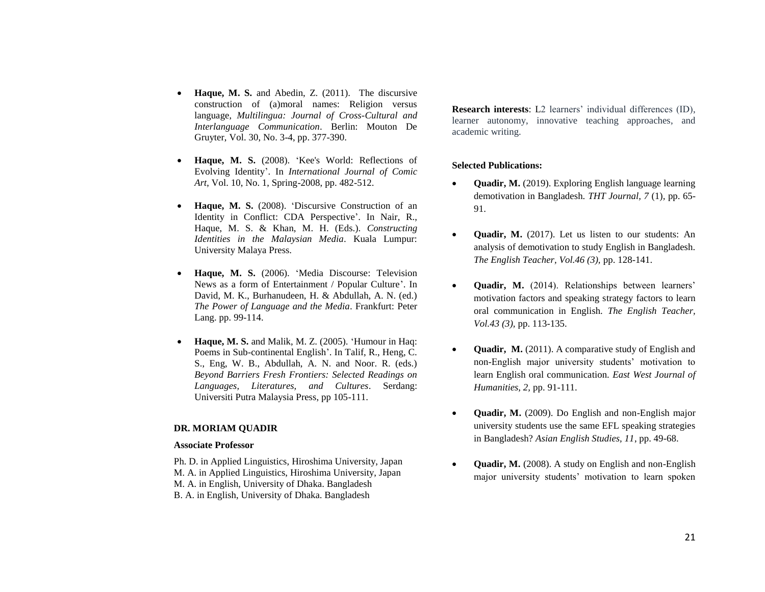- **Haque, M. S.** and Abedin, Z. (2011). The discursive construction of (a)moral names: Religion versus language, *Multilingua: Journal of Cross-Cultural and Interlanguage Communication*. Berlin: Mouton De Gruyter, Vol. 30, No. 3-4, pp. 377-390.

- **Haque, M. S.** (2008). 'Kee's World: Reflections of Evolving Identity'. In *International Journal of Comic Art*, Vol. 10, No. 1, Spring-2008, pp. 482-512.

- **Haque, M. S.** (2008). 'Discursive Construction of an Identity in Conflict: CDA Perspective'. In Nair, R., Haque, M. S. & Khan, M. H. (Eds.). *Constructing Identities in the Malaysian Media*. Kuala Lumpur: University Malaya Press.

- **Haque, M. S.** (2006). 'Media Discourse: Television News as a form of Entertainment / Popular Culture'. In David, M. K., Burhanudeen, H. & Abdullah, A. N. (ed.) *The Power of Language and the Media*. Frankfurt: Peter Lang. pp. 99-114.

- **Haque, M. S.** and Malik, M. Z. (2005). 'Humour in Haq: Poems in Sub-continental English'. In Talif, R., Heng, C. S., Eng, W. B., Abdullah, A. N. and Noor. R. (eds.) *Beyond Barriers Fresh Frontiers: Selected Readings on Languages, Literatures, and Cultures*. Serdang: Universiti Putra Malaysia Press, pp 105-111.

#### DR. MORIAM QUADIR

**Associate Professor**

Ph. D. in Applied Linguistics, Hiroshima University, Japan
M. A. in Applied Linguistics, Hiroshima University, Japan
M. A. in English, University of Dhaka. Bangladesh
B. A. in English, University of Dhaka. Bangladesh

**Research interests**: L2 learners' individual differences (ID), learner autonomy, innovative teaching approaches, and academic writing.

**Selected Publications:**

- **Quadir, M.** (2019). Exploring English language learning demotivation in Bangladesh. *THT Journal, 7* (1), pp. 65-91.

- **Quadir, M.** (2017). Let us listen to our students: An analysis of demotivation to study English in Bangladesh. *The English Teacher, Vol.46 (3)*, pp. 128-141.

- **Quadir, M.** (2014). Relationships between learners' motivation factors and speaking strategy factors to learn oral communication in English. *The English Teacher, Vol.43 (3)*, pp. 113-135.

- **Quadir, M.** (2011). A comparative study of English and non-English major university students' motivation to learn English oral communication. *East West Journal of Humanities, 2*, pp. 91-111.

- **Quadir, M.** (2009). Do English and non-English major university students use the same EFL speaking strategies in Bangladesh? *Asian English Studies, 11*, pp. 49-68.

- **Quadir, M.** (2008). A study on English and non-English major university students' motivation to learn spoken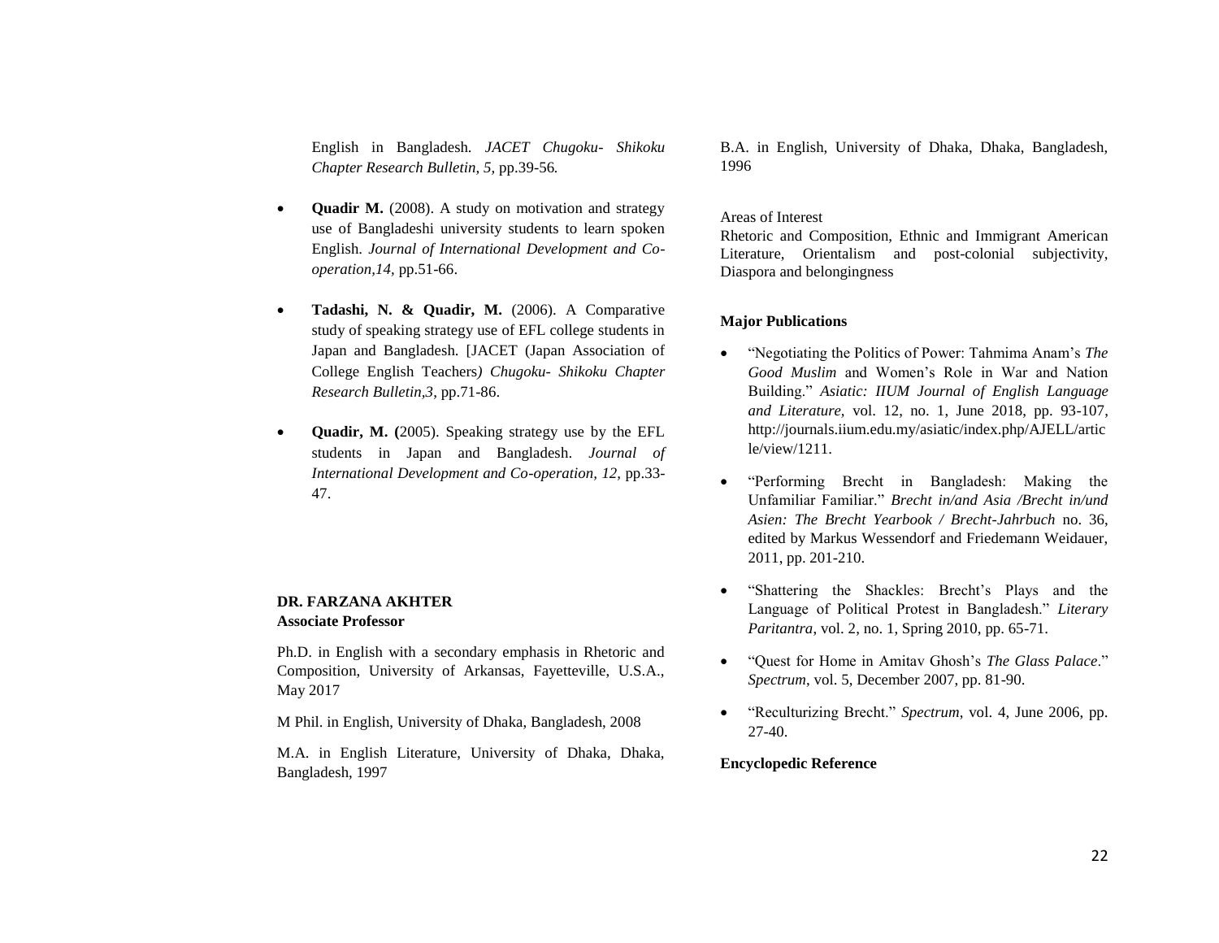English in Bangladesh. *JACET Chugoku- Shikoku Chapter Research Bulletin, 5,* pp.39-56*.*

- **Quadir M.** (2008). A study on motivation and strategy use of Bangladeshi university students to learn spoken English. *Journal of International Development and Co-operation,14,* pp.51-66.
- **Tadashi, N. & Quadir, M.** (2006). A Comparative study of speaking strategy use of EFL college students in Japan and Bangladesh. [JACET (Japan Association of College English Teachers*) Chugoku- Shikoku Chapter Research Bulletin,3*, pp.71-86.
- **Quadir, M. (**2005). Speaking strategy use by the EFL students in Japan and Bangladesh. *Journal of International Development and Co-operation, 12,* pp.33-47.

**DR. FARZANA AKHTER**
**Associate Professor**

Ph.D. in English with a secondary emphasis in Rhetoric and Composition, University of Arkansas, Fayetteville, U.S.A., May 2017

M Phil. in English, University of Dhaka, Bangladesh, 2008

M.A. in English Literature, University of Dhaka, Dhaka, Bangladesh, 1997

B.A. in English, University of Dhaka, Dhaka, Bangladesh, 1996

Areas of Interest
Rhetoric and Composition, Ethnic and Immigrant American Literature, Orientalism and post-colonial subjectivity, Diaspora and belongingness

**Major Publications**

- "Negotiating the Politics of Power: Tahmima Anam's *The Good Muslim* and Women's Role in War and Nation Building." *Asiatic: IIUM Journal of English Language and Literature,* vol. 12, no. 1, June 2018, pp. 93-107, http://journals.iium.edu.my/asiatic/index.php/AJELL/article/view/1211.
- "Performing Brecht in Bangladesh: Making the Unfamiliar Familiar." *Brecht in/and Asia /Brecht in/und Asien: The Brecht Yearbook / Brecht-Jahrbuch* no. 36, edited by Markus Wessendorf and Friedemann Weidauer, 2011, pp. 201-210.
- "Shattering the Shackles: Brecht's Plays and the Language of Political Protest in Bangladesh." *Literary Paritantra*, vol. 2, no. 1, Spring 2010, pp. 65-71.
- "Quest for Home in Amitav Ghosh's *The Glass Palace*." *Spectrum*, vol. 5, December 2007, pp. 81-90.
- "Reculturizing Brecht." *Spectrum*, vol. 4, June 2006, pp. 27-40.

**Encyclopedic Reference**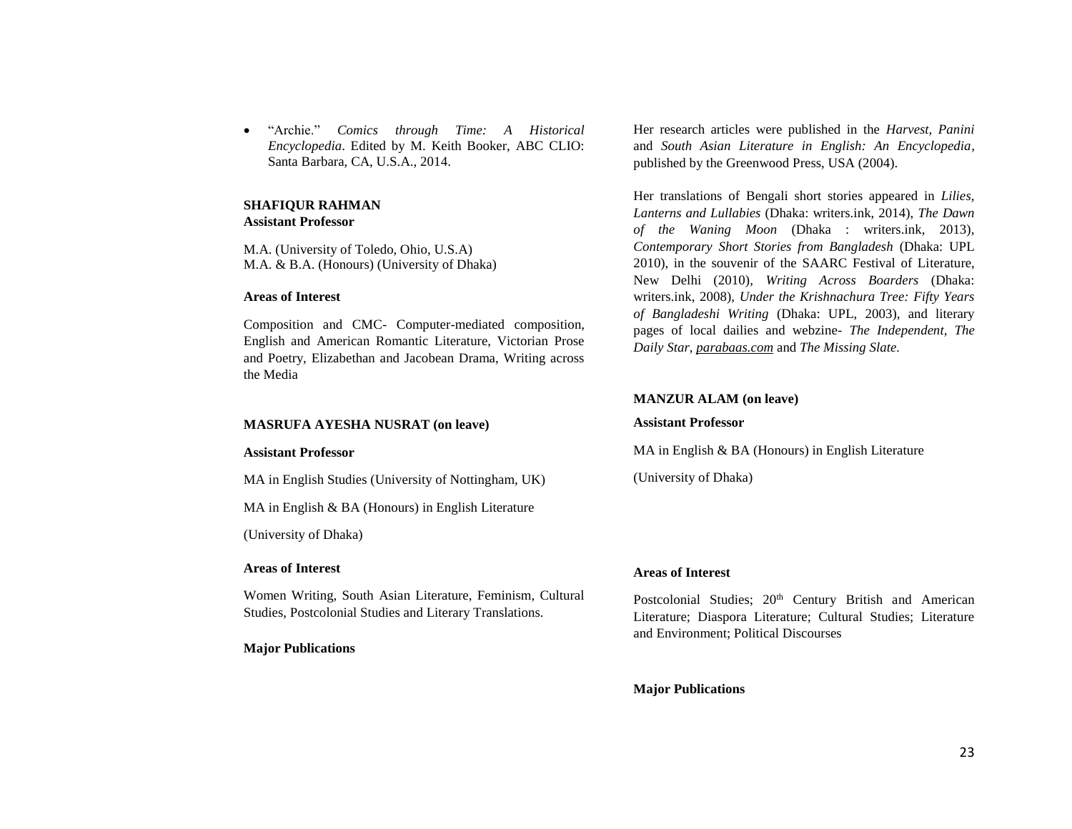- "Archie." *Comics through Time: A Historical Encyclopedia*. Edited by M. Keith Booker, ABC CLIO: Santa Barbara, CA, U.S.A., 2014.

**SHAFIQUR RAHMAN**
**Assistant Professor**

M.A. (University of Toledo, Ohio, U.S.A)
M.A. & B.A. (Honours) (University of Dhaka)

**Areas of Interest**

Composition and CMC- Computer-mediated composition, English and American Romantic Literature, Victorian Prose and Poetry, Elizabethan and Jacobean Drama, Writing across the Media

**MASRUFA AYESHA NUSRAT (on leave)**

**Assistant Professor**

MA in English Studies (University of Nottingham, UK)

MA in English & BA (Honours) in English Literature

(University of Dhaka)

**Areas of Interest**

Women Writing, South Asian Literature, Feminism, Cultural Studies, Postcolonial Studies and Literary Translations.

**Major Publications**

Her research articles were published in the *Harvest, Panini* and *South Asian Literature in English: An Encyclopedia*, published by the Greenwood Press, USA (2004).

Her translations of Bengali short stories appeared in *Lilies, Lanterns and Lullabies* (Dhaka: writers.ink, 2014), *The Dawn of the Waning Moon* (Dhaka : writers.ink, 2013), *Contemporary Short Stories from Bangladesh* (Dhaka: UPL 2010), in the souvenir of the SAARC Festival of Literature, New Delhi (2010), *Writing Across Boarders* (Dhaka: writers.ink, 2008), *Under the Krishnachura Tree: Fifty Years of Bangladeshi Writing* (Dhaka: UPL, 2003), and literary pages of local dailies and webzine- *The Independent, The Daily Star*, *parabaas.com* and *The Missing Slate*.

**MANZUR ALAM (on leave)**

**Assistant Professor**

MA in English & BA (Honours) in English Literature

(University of Dhaka)

**Areas of Interest**

Postcolonial Studies; 20th Century British and American Literature; Diaspora Literature; Cultural Studies; Literature and Environment; Political Discourses

**Major Publications**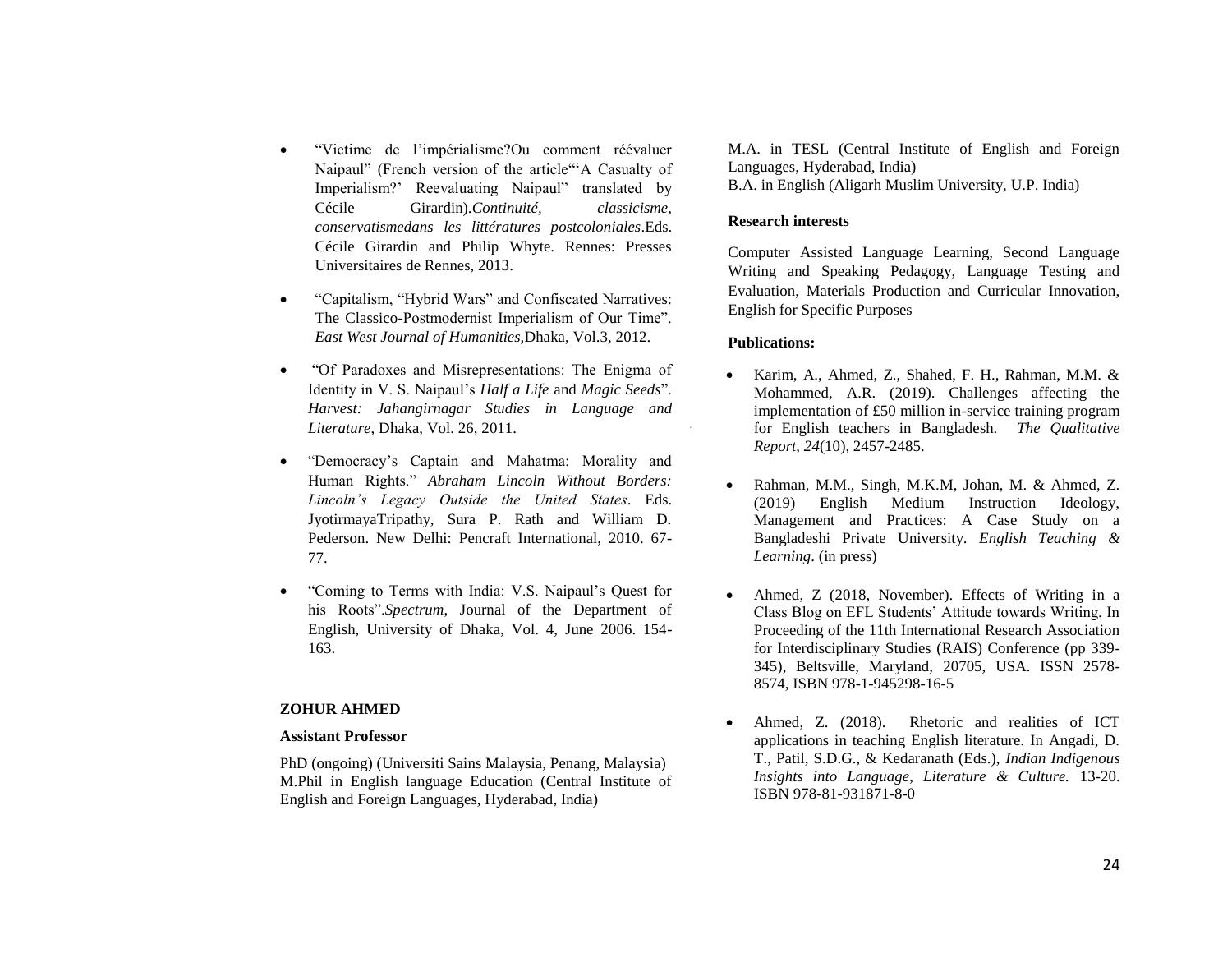- "Victime de l'impérialisme?Ou comment réévaluer Naipaul" (French version of the article"'A Casualty of Imperialism?' Reevaluating Naipaul" translated by Cécile Girardin).*Continuité, classicisme, conservatismedans les littératures postcoloniales*.Eds. Cécile Girardin and Philip Whyte. Rennes: Presses Universitaires de Rennes, 2013.

- "Capitalism, "Hybrid Wars" and Confiscated Narratives: The Classico-Postmodernist Imperialism of Our Time". *East West Journal of Humanities,*Dhaka, Vol.3, 2012.

- "Of Paradoxes and Misrepresentations: The Enigma of Identity in V. S. Naipaul's *Half a Life* and *Magic Seeds*". *Harvest: Jahangirnagar Studies in Language and Literature*, Dhaka, Vol. 26, 2011.

- "Democracy's Captain and Mahatma: Morality and Human Rights." *Abraham Lincoln Without Borders: Lincoln's Legacy Outside the United States*. Eds. JyotirmayaTripathy, Sura P. Rath and William D. Pederson. New Delhi: Pencraft International, 2010. 67-77.

- "Coming to Terms with India: V.S. Naipaul's Quest for his Roots".*Spectrum*, Journal of the Department of English, University of Dhaka, Vol. 4, June 2006. 154-163.

**ZOHUR AHMED**

**Assistant Professor**

PhD (ongoing) (Universiti Sains Malaysia, Penang, Malaysia)
M.Phil in English language Education (Central Institute of English and Foreign Languages, Hyderabad, India)
M.A. in TESL (Central Institute of English and Foreign Languages, Hyderabad, India)
B.A. in English (Aligarh Muslim University, U.P. India)

**Research interests**

Computer Assisted Language Learning, Second Language Writing and Speaking Pedagogy, Language Testing and Evaluation, Materials Production and Curricular Innovation, English for Specific Purposes

**Publications:**

- Karim, A., Ahmed, Z., Shahed, F. H., Rahman, M.M. & Mohammed, A.R. (2019). Challenges affecting the implementation of £50 million in-service training program for English teachers in Bangladesh. *The Qualitative Report*, *24*(10), 2457-2485.

- Rahman, M.M., Singh, M.K.M, Johan, M. & Ahmed, Z. (2019) English Medium Instruction Ideology, Management and Practices: A Case Study on a Bangladeshi Private University. *English Teaching & Learning*. (in press)

- Ahmed, Z (2018, November). Effects of Writing in a Class Blog on EFL Students' Attitude towards Writing, In Proceeding of the 11th International Research Association for Interdisciplinary Studies (RAIS) Conference (pp 339-345), Beltsville, Maryland, 20705, USA. ISSN 2578-8574, ISBN 978-1-945298-16-5

- Ahmed, Z. (2018). Rhetoric and realities of ICT applications in teaching English literature. In Angadi, D. T., Patil, S.D.G., & Kedaranath (Eds.), *Indian Indigenous Insights into Language, Literature & Culture.* 13-20. ISBN 978-81-931871-8-0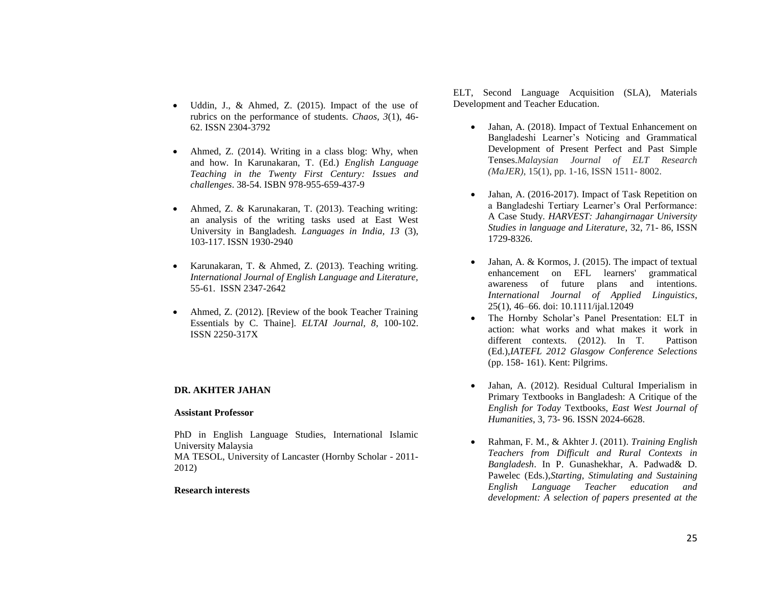- Uddin, J., & Ahmed, Z. (2015). Impact of the use of rubrics on the performance of students. *Chaos, 3*(1), 46-62. ISSN 2304-3792

- Ahmed, Z. (2014). Writing in a class blog: Why, when and how. In Karunakaran, T. (Ed.) *English Language Teaching in the Twenty First Century: Issues and challenges*. 38-54. ISBN 978-955-659-437-9

- Ahmed, Z. & Karunakaran, T. (2013). Teaching writing: an analysis of the writing tasks used at East West University in Bangladesh. *Languages in India, 13* (3), 103-117. ISSN 1930-2940

- Karunakaran, T. & Ahmed, Z. (2013). Teaching writing. *International Journal of English Language and Literature*, 55-61. ISSN 2347-2642

- Ahmed, Z. (2012). [Review of the book Teacher Training Essentials by C. Thaine]. *ELTAI Journal, 8*, 100-102. ISSN 2250-317X

**DR. AKHTER JAHAN**

**Assistant Professor**

PhD in English Language Studies, International Islamic University Malaysia
MA TESOL, University of Lancaster (Hornby Scholar - 2011-2012)

**Research interests**

ELT, Second Language Acquisition (SLA), Materials Development and Teacher Education.

- Jahan, A. (2018). Impact of Textual Enhancement on Bangladeshi Learner's Noticing and Grammatical Development of Present Perfect and Past Simple Tenses.*Malaysian Journal of ELT Research (MaJER)*, 15(1), pp. 1-16, ISSN 1511- 8002.

- Jahan, A. (2016-2017). Impact of Task Repetition on a Bangladeshi Tertiary Learner's Oral Performance: A Case Study. *HARVEST: Jahangirnagar University Studies in language and Literature*, 32, 71- 86, ISSN 1729-8326.

- Jahan, A. & Kormos, J. (2015). The impact of textual enhancement on EFL learners' grammatical awareness of future plans and intentions. *International Journal of Applied Linguistics*, 25(1), 46–66. doi: 10.1111/ijal.12049
- The Hornby Scholar's Panel Presentation: ELT in action: what works and what makes it work in different contexts. (2012). In T. Pattison (Ed.),*IATEFL 2012 Glasgow Conference Selections* (pp. 158- 161). Kent: Pilgrims.

- Jahan, A. (2012). Residual Cultural Imperialism in Primary Textbooks in Bangladesh: A Critique of the *English for Today* Textbooks, *East West Journal of Humanities*, 3, 73- 96. ISSN 2024-6628.

- Rahman, F. M., & Akhter J. (2011). *Training English Teachers from Difficult and Rural Contexts in Bangladesh*. In P. Gunashekhar, A. Padwad& D. Pawelec (Eds.),*Starting, Stimulating and Sustaining English Language Teacher education and development: A selection of papers presented at the*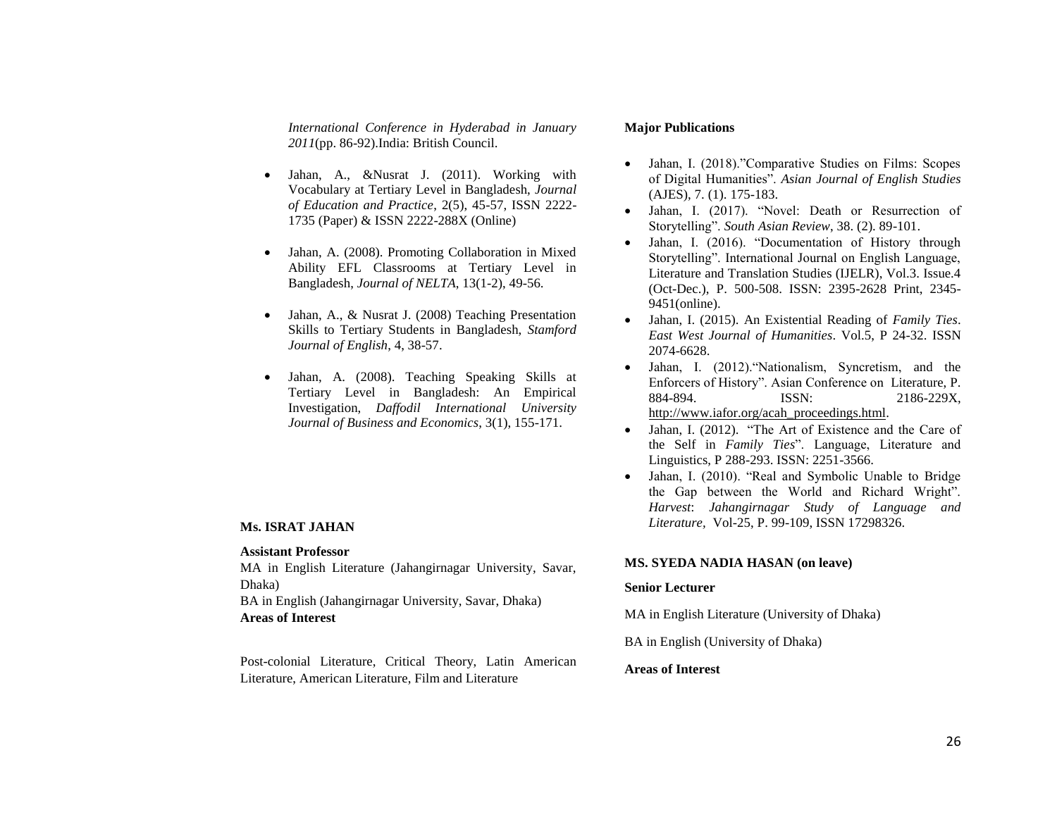*International Conference in Hyderabad in January 2011*(pp. 86-92).India: British Council.

- Jahan, A., &Nusrat J. (2011). Working with Vocabulary at Tertiary Level in Bangladesh, *Journal of Education and Practice*, 2(5), 45-57, ISSN 2222-1735 (Paper) & ISSN 2222-288X (Online)
- Jahan, A. (2008). Promoting Collaboration in Mixed Ability EFL Classrooms at Tertiary Level in Bangladesh, *Journal of NELTA*, 13(1-2), 49-56.
- Jahan, A., & Nusrat J. (2008) Teaching Presentation Skills to Tertiary Students in Bangladesh, *Stamford Journal of English*, 4, 38-57.
- Jahan, A. (2008). Teaching Speaking Skills at Tertiary Level in Bangladesh: An Empirical Investigation, *Daffodil International University Journal of Business and Economics*, 3(1), 155-171.

**Ms. ISRAT JAHAN**

**Assistant Professor**

MA in English Literature (Jahangirnagar University, Savar, Dhaka)

BA in English (Jahangirnagar University, Savar, Dhaka)

**Areas of Interest**

Post-colonial Literature, Critical Theory, Latin American Literature, American Literature, Film and Literature

**Major Publications**

- Jahan, I. (2018)."Comparative Studies on Films: Scopes of Digital Humanities". *Asian Journal of English Studies* (AJES), 7. (1). 175-183.
- Jahan, I. (2017). "Novel: Death or Resurrection of Storytelling". *South Asian Review*, 38. (2). 89-101.
- Jahan, I. (2016). "Documentation of History through Storytelling". International Journal on English Language, Literature and Translation Studies (IJELR), Vol.3. Issue.4 (Oct-Dec.), P. 500-508. ISSN: 2395-2628 Print, 2345-9451(online).
- Jahan, I. (2015). An Existential Reading of *Family Ties*. *East West Journal of Humanities*. Vol.5, P 24-32. ISSN 2074-6628.
- Jahan, I. (2012)."Nationalism, Syncretism, and the Enforcers of History". Asian Conference on Literature, P. 884-894. ISSN: 2186-229X, http://www.iafor.org/acah_proceedings.html.
- Jahan, I. (2012). "The Art of Existence and the Care of the Self in *Family Ties*". Language, Literature and Linguistics, P 288-293. ISSN: 2251-3566.
- Jahan, I. (2010). "Real and Symbolic Unable to Bridge the Gap between the World and Richard Wright". *Harvest*: *Jahangirnagar Study of Language and Literature*, Vol-25, P. 99-109, ISSN 17298326.

**MS. SYEDA NADIA HASAN (on leave)**

**Senior Lecturer**

MA in English Literature (University of Dhaka)

BA in English (University of Dhaka)

**Areas of Interest**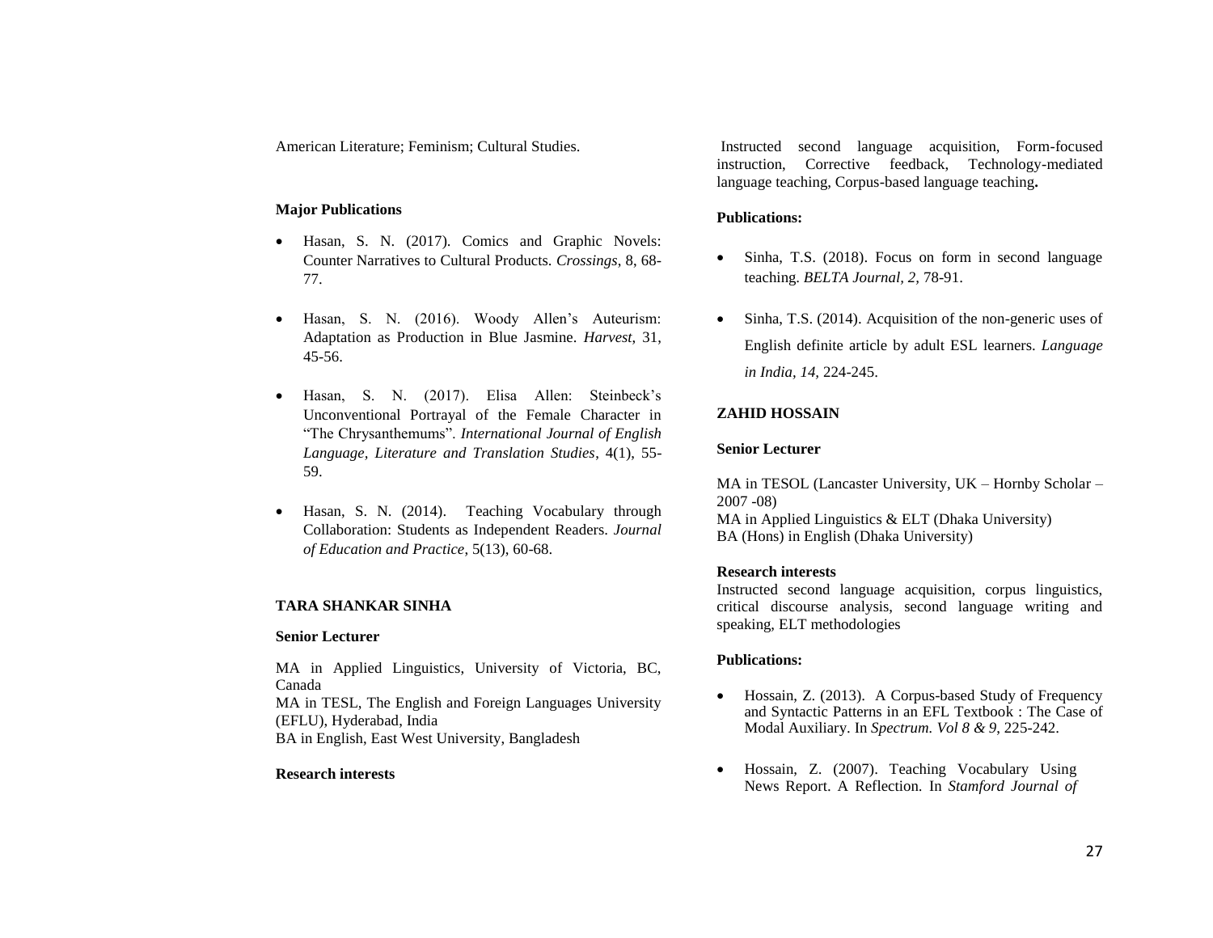American Literature; Feminism; Cultural Studies.

**Major Publications**

- Hasan, S. N. (2017). Comics and Graphic Novels: Counter Narratives to Cultural Products. *Crossings*, 8, 68-77.
- Hasan, S. N. (2016). Woody Allen's Auteurism: Adaptation as Production in Blue Jasmine. *Harvest*, 31, 45-56.
- Hasan, S. N. (2017). Elisa Allen: Steinbeck's Unconventional Portrayal of the Female Character in "The Chrysanthemums". *International Journal of English Language, Literature and Translation Studies*, 4(1), 55-59.
- Hasan, S. N. (2014). Teaching Vocabulary through Collaboration: Students as Independent Readers. *Journal of Education and Practice*, 5(13), 60-68.

**TARA SHANKAR SINHA**

**Senior Lecturer**

MA in Applied Linguistics, University of Victoria, BC, Canada
MA in TESL, The English and Foreign Languages University (EFLU), Hyderabad, India
BA in English, East West University, Bangladesh

**Research interests**

Instructed second language acquisition, Form-focused instruction, Corrective feedback, Technology-mediated language teaching, Corpus-based language teaching**.**

**Publications:**

- Sinha, T.S. (2018). Focus on form in second language teaching. *BELTA Journal, 2*, 78-91.
- Sinha, T.S. (2014). Acquisition of the non-generic uses of English definite article by adult ESL learners. *Language in India, 14,* 224-245.

**ZAHID HOSSAIN**

**Senior Lecturer**

MA in TESOL (Lancaster University, UK – Hornby Scholar – 2007 -08)
MA in Applied Linguistics & ELT (Dhaka University)
BA (Hons) in English (Dhaka University)

**Research interests**

Instructed second language acquisition, corpus linguistics, critical discourse analysis, second language writing and speaking, ELT methodologies

**Publications:**

- Hossain, Z. (2013). A Corpus-based Study of Frequency and Syntactic Patterns in an EFL Textbook : The Case of Modal Auxiliary. In *Spectrum. Vol 8 & 9*, 225-242.
- Hossain, Z. (2007). Teaching Vocabulary Using News Report. A Reflection. In *Stamford Journal of*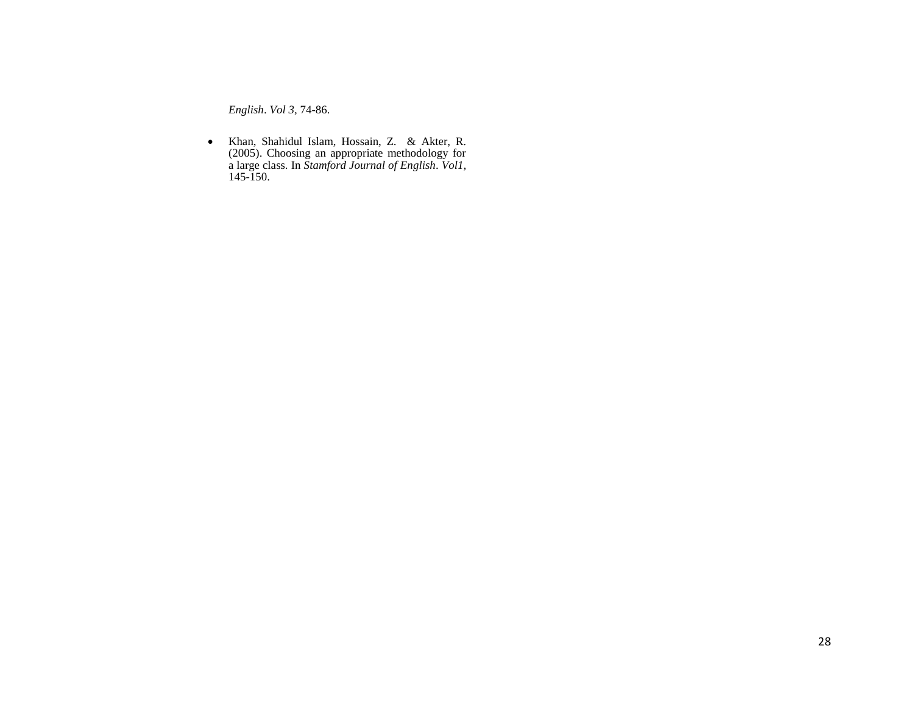*English*. *Vol 3*, 74-86.

- Khan, Shahidul Islam, Hossain, Z. & Akter, R. (2005). Choosing an appropriate methodology for a large class. In *Stamford Journal of English*. *Vol1*, 145-150.